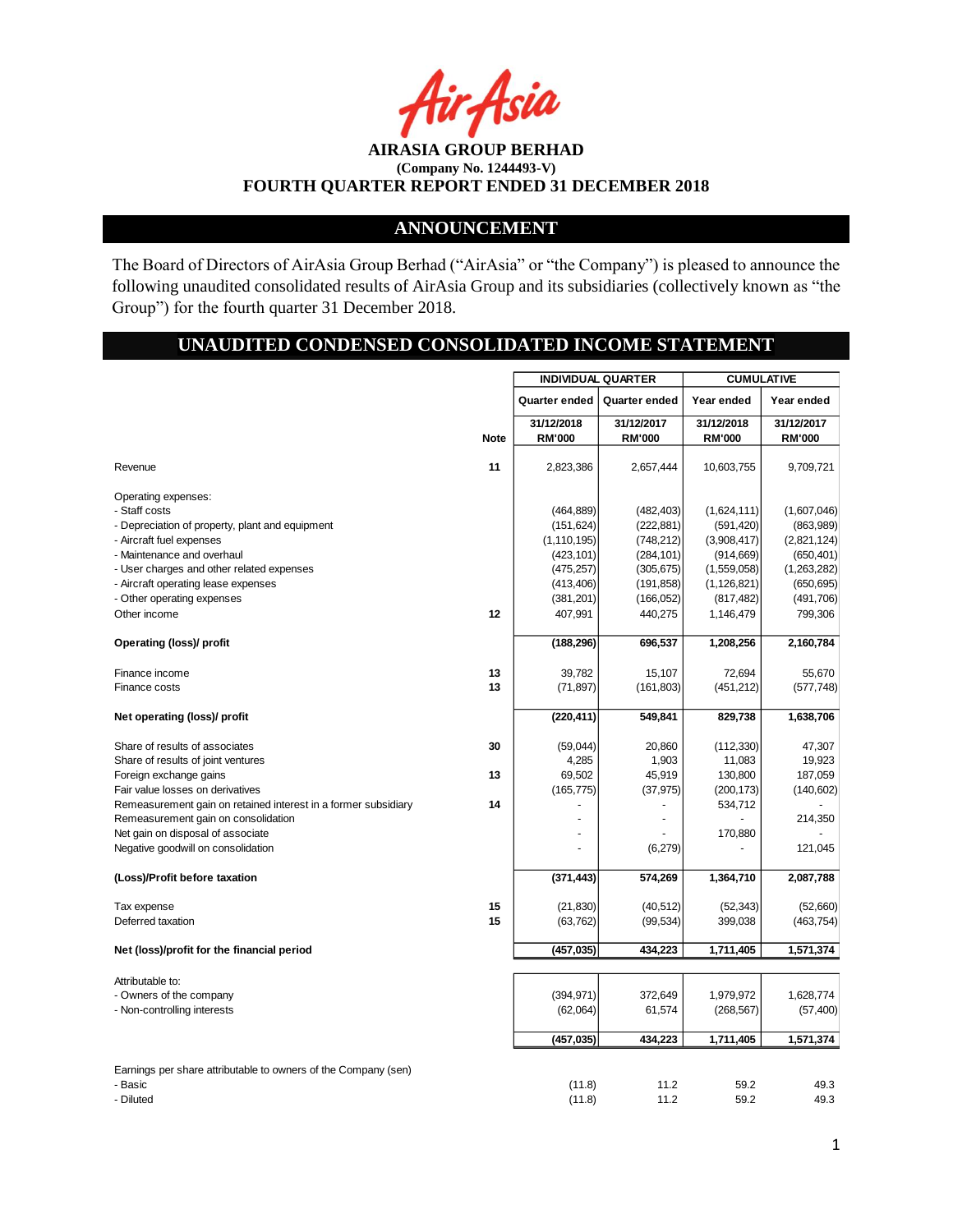AirAsia

**AIRASIA GROUP BERHAD**
**(Company No. 1244493-V)**
**FOURTH QUARTER REPORT ENDED 31 DECEMBER 2018**

## ANNOUNCEMENT

The Board of Directors of AirAsia Group Berhad ("AirAsia" or "the Company") is pleased to announce the following unaudited consolidated results of AirAsia Group and its subsidiaries (collectively known as "the Group") for the fourth quarter 31 December 2018.

## UNAUDITED CONDENSED CONSOLIDATED INCOME STATEMENT

| | | INDIVIDUAL QUARTER | | CUMULATIVE | |
|---|---|---|---|---|---|
| | | Quarter ended | Quarter ended | Year ended | Year ended |
| | Note | 31/12/2018 RM'000 | 31/12/2017 RM'000 | 31/12/2018 RM'000 | 31/12/2017 RM'000 |
| Revenue | 11 | 2,823,386 | 2,657,444 | 10,603,755 | 9,709,721 |
| Operating expenses: | | | | | |
| - Staff costs | | (464,889) | (482,403) | (1,624,111) | (1,607,046) |
| - Depreciation of property, plant and equipment | | (151,624) | (222,881) | (591,420) | (863,989) |
| - Aircraft fuel expenses | | (1,110,195) | (748,212) | (3,908,417) | (2,821,124) |
| - Maintenance and overhaul | | (423,101) | (284,101) | (914,669) | (650,401) |
| - User charges and other related expenses | | (475,257) | (305,675) | (1,559,058) | (1,263,282) |
| - Aircraft operating lease expenses | | (413,406) | (191,858) | (1,126,821) | (650,695) |
| - Other operating expenses | | (381,201) | (166,052) | (817,482) | (491,706) |
| Other income | 12 | 407,991 | 440,275 | 1,146,479 | 799,306 |
| **Operating (loss)/ profit** | | **(188,296)** | **696,537** | **1,208,256** | **2,160,784** |
| Finance income | 13 | 39,782 | 15,107 | 72,694 | 55,670 |
| Finance costs | 13 | (71,897) | (161,803) | (451,212) | (577,748) |
| **Net operating (loss)/ profit** | | **(220,411)** | **549,841** | **829,738** | **1,638,706** |
| Share of results of associates | 30 | (59,044) | 20,860 | (112,330) | 47,307 |
| Share of results of joint ventures | | 4,285 | 1,903 | 11,083 | 19,923 |
| Foreign exchange gains | 13 | 69,502 | 45,919 | 130,800 | 187,059 |
| Fair value losses on derivatives | | (165,775) | (37,975) | (200,173) | (140,602) |
| Remeasurement gain on retained interest in a former subsidiary | 14 | - | - | 534,712 | - |
| Remeasurement gain on consolidation | | - | - | - | 214,350 |
| Net gain on disposal of associate | | - | - | 170,880 | - |
| Negative goodwill on consolidation | | - | (6,279) | - | 121,045 |
| **(Loss)/Profit before taxation** | | **(371,443)** | **574,269** | **1,364,710** | **2,087,788** |
| Tax expense | 15 | (21,830) | (40,512) | (52,343) | (52,660) |
| Deferred taxation | 15 | (63,762) | (99,534) | 399,038 | (463,754) |
| **Net (loss)/profit for the financial period** | | **(457,035)** | **434,223** | **1,711,405** | **1,571,374** |
| Attributable to: | | | | | |
| - Owners of the company | | (394,971) | 372,649 | 1,979,972 | 1,628,774 |
| - Non-controlling interests | | (62,064) | 61,574 | (268,567) | (57,400) |
| | | **(457,035)** | **434,223** | **1,711,405** | **1,571,374** |
| Earnings per share attributable to owners of the Company (sen) | | | | | |
| - Basic | | (11.8) | 11.2 | 59.2 | 49.3 |
| - Diluted | | (11.8) | 11.2 | 59.2 | 49.3 |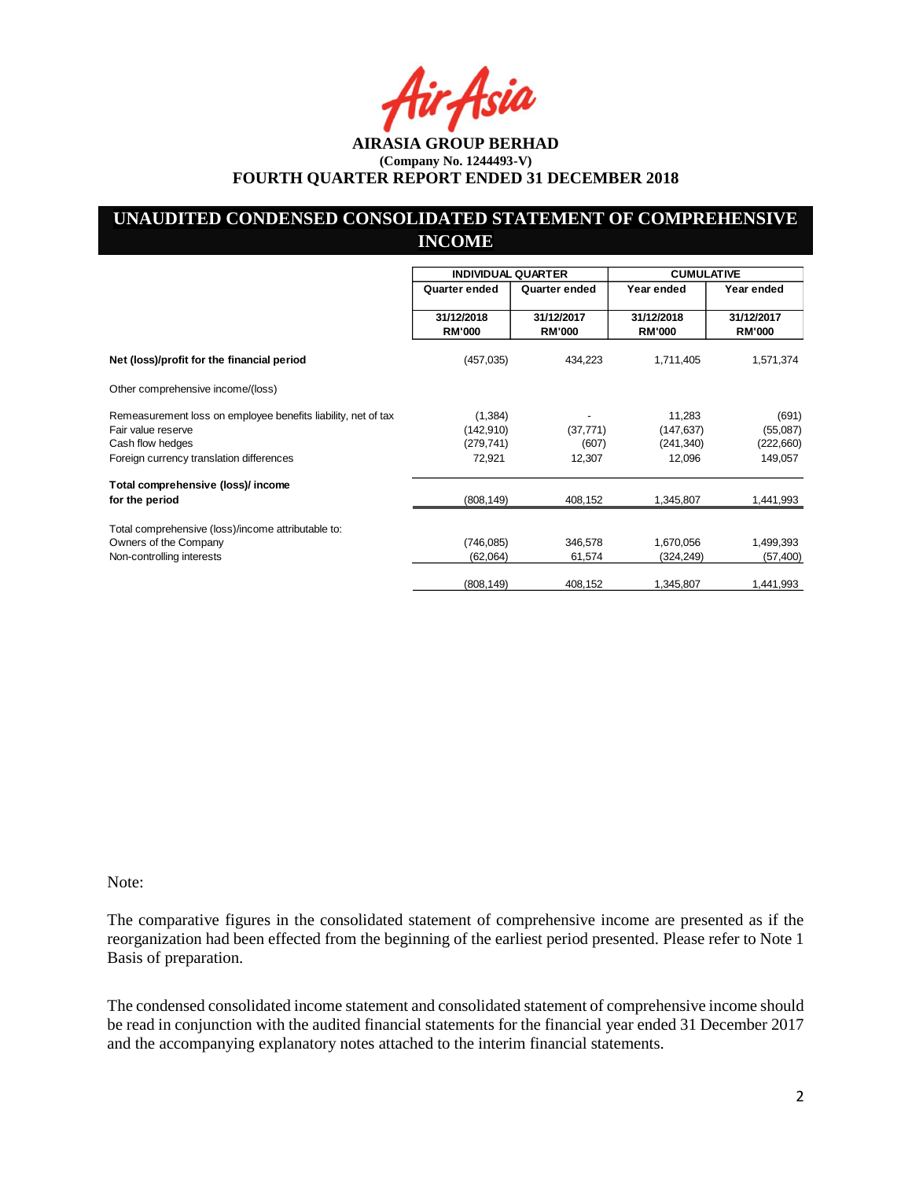**AIRASIA GROUP BERHAD**
**(Company No. 1244493-V)**
**FOURTH QUARTER REPORT ENDED 31 DECEMBER 2018**

## UNAUDITED CONDENSED CONSOLIDATED STATEMENT OF COMPREHENSIVE INCOME

| | INDIVIDUAL QUARTER | | CUMULATIVE | |
|---|---|---|---|---|
| | Quarter ended | Quarter ended | Year ended | Year ended |
| | 31/12/2018 RM'000 | 31/12/2017 RM'000 | 31/12/2018 RM'000 | 31/12/2017 RM'000 |
| **Net (loss)/profit for the financial period** | (457,035) | 434,223 | 1,711,405 | 1,571,374 |
| Other comprehensive income/(loss) | | | | |
| Remeasurement loss on employee benefits liability, net of tax | (1,384) | - | 11,283 | (691) |
| Fair value reserve | (142,910) | (37,771) | (147,637) | (55,087) |
| Cash flow hedges | (279,741) | (607) | (241,340) | (222,660) |
| Foreign currency translation differences | 72,921 | 12,307 | 12,096 | 149,057 |
| **Total comprehensive (loss)/ income for the period** | (808,149) | 408,152 | 1,345,807 | 1,441,993 |
| Total comprehensive (loss)/income attributable to: | | | | |
| Owners of the Company | (746,085) | 346,578 | 1,670,056 | 1,499,393 |
| Non-controlling interests | (62,064) | 61,574 | (324,249) | (57,400) |
| | (808,149) | 408,152 | 1,345,807 | 1,441,993 |

Note:

The comparative figures in the consolidated statement of comprehensive income are presented as if the reorganization had been effected from the beginning of the earliest period presented. Please refer to Note 1 Basis of preparation.

The condensed consolidated income statement and consolidated statement of comprehensive income should be read in conjunction with the audited financial statements for the financial year ended 31 December 2017 and the accompanying explanatory notes attached to the interim financial statements.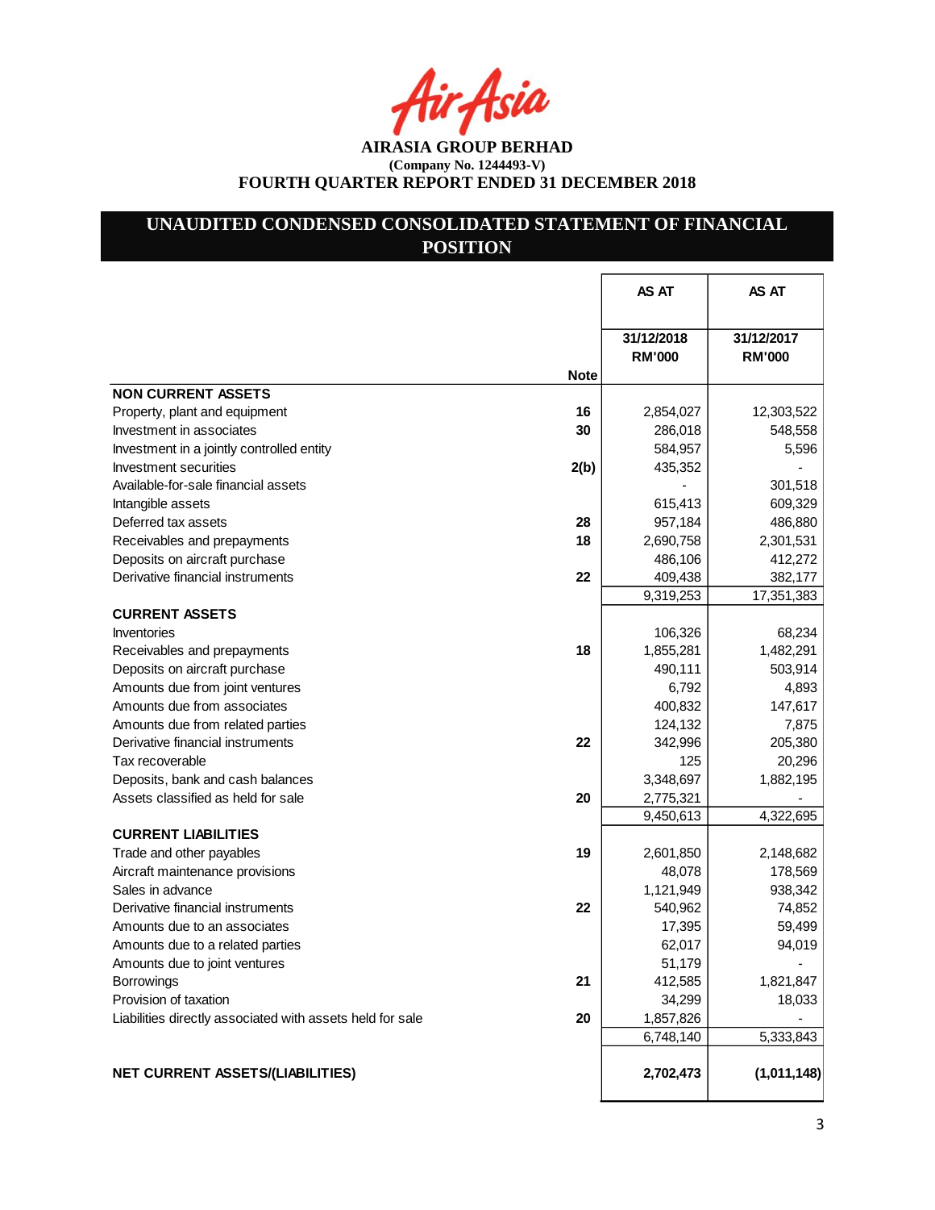AIRASIA GROUP BERHAD
(Company No. 1244493-V)
FOURTH QUARTER REPORT ENDED 31 DECEMBER 2018

# UNAUDITED CONDENSED CONSOLIDATED STATEMENT OF FINANCIAL POSITION

| | Note | AS AT 31/12/2018 RM'000 | AS AT 31/12/2017 RM'000 |
|---|---|---|---|
| **NON CURRENT ASSETS** | | | |
| Property, plant and equipment | 16 | 2,854,027 | 12,303,522 |
| Investment in associates | 30 | 286,018 | 548,558 |
| Investment in a jointly controlled entity | | 584,957 | 5,596 |
| Investment securities | 2(b) | 435,352 | - |
| Available-for-sale financial assets | | - | 301,518 |
| Intangible assets | | 615,413 | 609,329 |
| Deferred tax assets | 28 | 957,184 | 486,880 |
| Receivables and prepayments | 18 | 2,690,758 | 2,301,531 |
| Deposits on aircraft purchase | | 486,106 | 412,272 |
| Derivative financial instruments | 22 | 409,438 | 382,177 |
| | | 9,319,253 | 17,351,383 |
| **CURRENT ASSETS** | | | |
| Inventories | | 106,326 | 68,234 |
| Receivables and prepayments | 18 | 1,855,281 | 1,482,291 |
| Deposits on aircraft purchase | | 490,111 | 503,914 |
| Amounts due from joint ventures | | 6,792 | 4,893 |
| Amounts due from associates | | 400,832 | 147,617 |
| Amounts due from related parties | | 124,132 | 7,875 |
| Derivative financial instruments | 22 | 342,996 | 205,380 |
| Tax recoverable | | 125 | 20,296 |
| Deposits, bank and cash balances | | 3,348,697 | 1,882,195 |
| Assets classified as held for sale | 20 | 2,775,321 | - |
| | | 9,450,613 | 4,322,695 |
| **CURRENT LIABILITIES** | | | |
| Trade and other payables | 19 | 2,601,850 | 2,148,682 |
| Aircraft maintenance provisions | | 48,078 | 178,569 |
| Sales in advance | | 1,121,949 | 938,342 |
| Derivative financial instruments | 22 | 540,962 | 74,852 |
| Amounts due to an associates | | 17,395 | 59,499 |
| Amounts due to a related parties | | 62,017 | 94,019 |
| Amounts due to joint ventures | | 51,179 | - |
| Borrowings | 21 | 412,585 | 1,821,847 |
| Provision of taxation | | 34,299 | 18,033 |
| Liabilities directly associated with assets held for sale | 20 | 1,857,826 | - |
| | | 6,748,140 | 5,333,843 |
| **NET CURRENT ASSETS/(LIABILITIES)** | | **2,702,473** | **(1,011,148)** |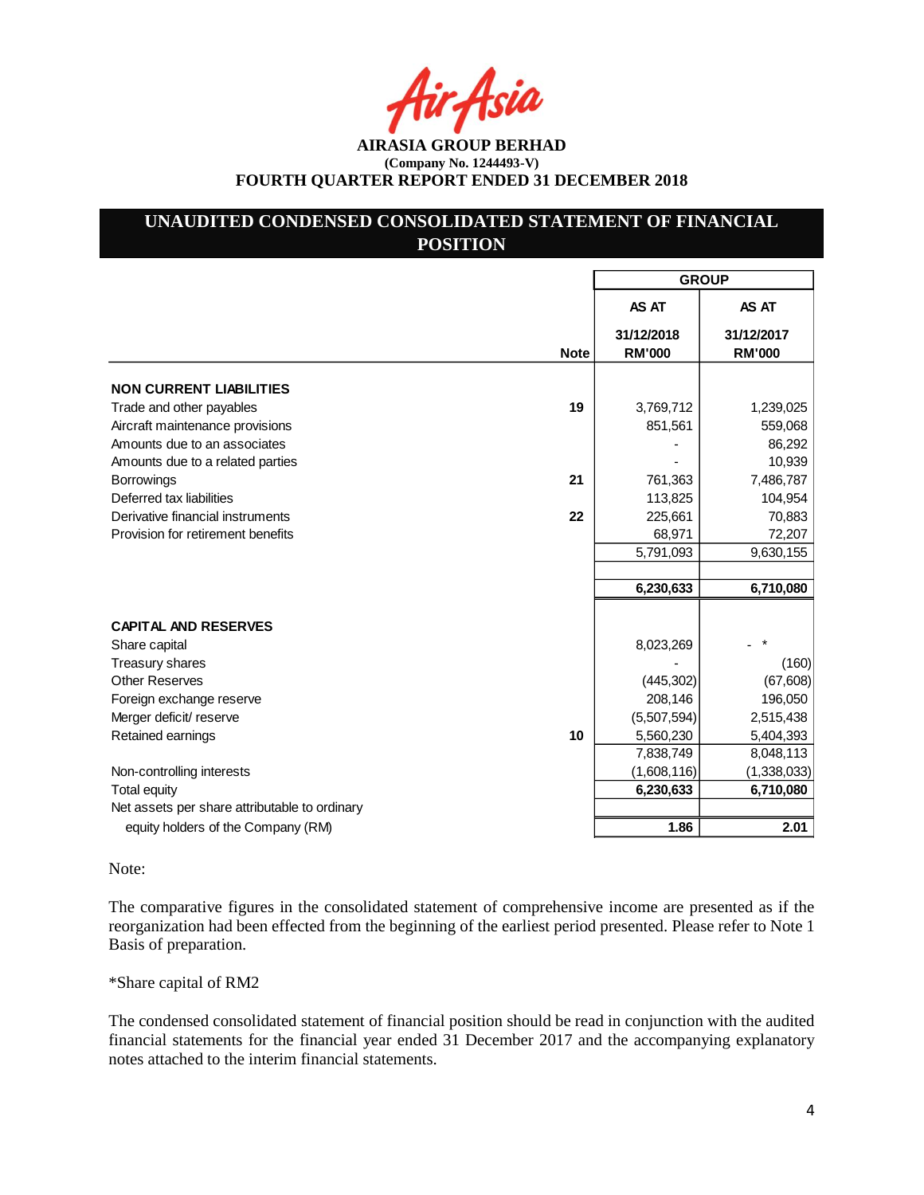AIRASIA GROUP BERHAD
(Company No. 1244493-V)
FOURTH QUARTER REPORT ENDED 31 DECEMBER 2018

## UNAUDITED CONDENSED CONSOLIDATED STATEMENT OF FINANCIAL POSITION

| | | GROUP | |
|---|---|---|---|
| | | AS AT | AS AT |
| | Note | 31/12/2018 RM'000 | 31/12/2017 RM'000 |
| **NON CURRENT LIABILITIES** | | | |
| Trade and other payables | 19 | 3,769,712 | 1,239,025 |
| Aircraft maintenance provisions | | 851,561 | 559,068 |
| Amounts due to an associates | | - | 86,292 |
| Amounts due to a related parties | | - | 10,939 |
| Borrowings | 21 | 761,363 | 7,486,787 |
| Deferred tax liabilities | | 113,825 | 104,954 |
| Derivative financial instruments | 22 | 225,661 | 70,883 |
| Provision for retirement benefits | | 68,971 | 72,207 |
| | | 5,791,093 | 9,630,155 |
| | | | |
| | | **6,230,633** | **6,710,080** |
| **CAPITAL AND RESERVES** | | | |
| Share capital | | 8,023,269 | - * |
| Treasury shares | | - | (160) |
| Other Reserves | | (445,302) | (67,608) |
| Foreign exchange reserve | | 208,146 | 196,050 |
| Merger deficit/ reserve | | (5,507,594) | 2,515,438 |
| Retained earnings | 10 | 5,560,230 | 5,404,393 |
| | | 7,838,749 | 8,048,113 |
| Non-controlling interests | | (1,608,116) | (1,338,033) |
| Total equity | | **6,230,633** | **6,710,080** |
| Net assets per share attributable to ordinary equity holders of the Company (RM) | | **1.86** | **2.01** |

Note:

The comparative figures in the consolidated statement of comprehensive income are presented as if the reorganization had been effected from the beginning of the earliest period presented. Please refer to Note 1 Basis of preparation.

*Share capital of RM2

The condensed consolidated statement of financial position should be read in conjunction with the audited financial statements for the financial year ended 31 December 2017 and the accompanying explanatory notes attached to the interim financial statements.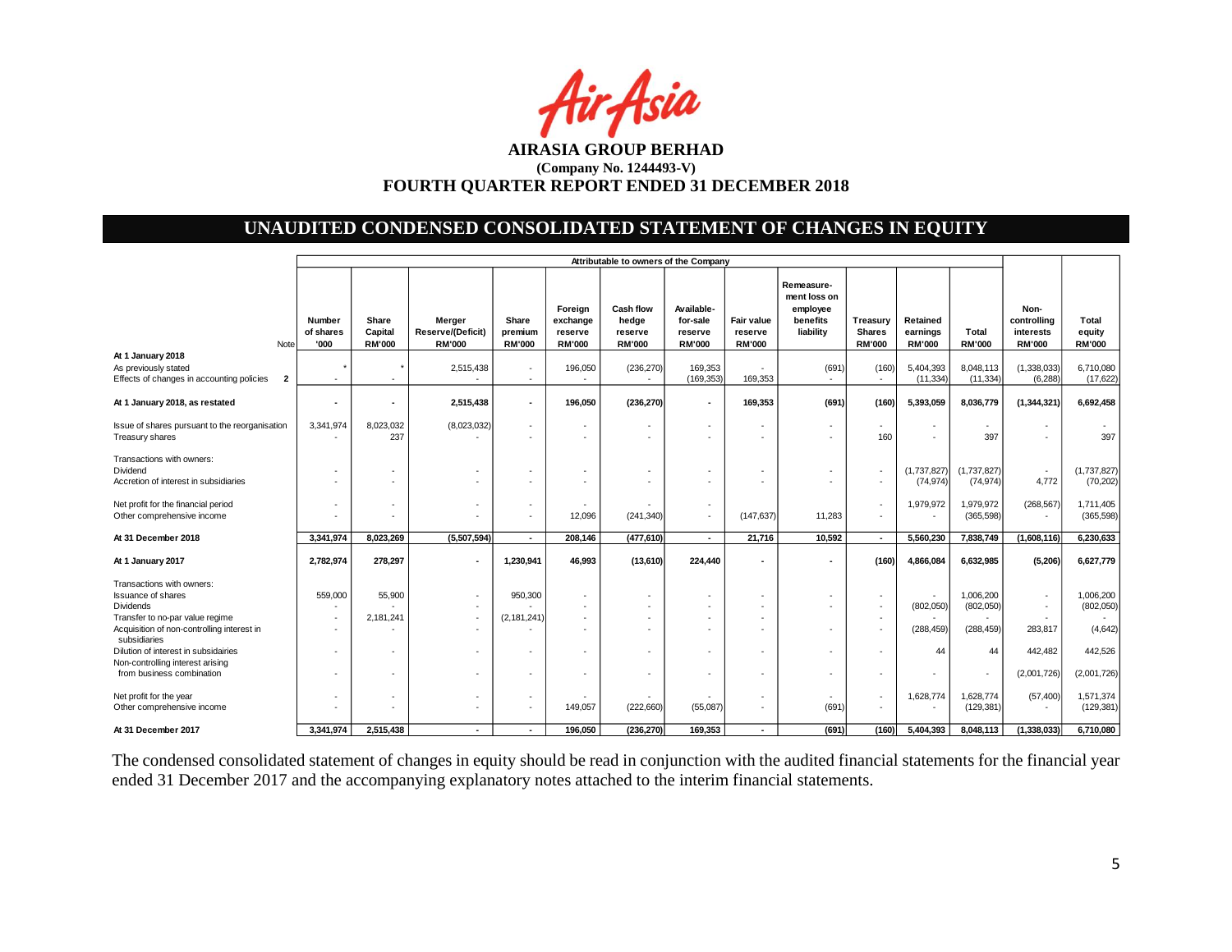# AIRASIA GROUP BERHAD

**(Company No. 1244493-V)**

**FOURTH QUARTER REPORT ENDED 31 DECEMBER 2018**

## UNAUDITED CONDENSED CONSOLIDATED STATEMENT OF CHANGES IN EQUITY

| | Note | Attributable to owners of the Company | | | | | | | | | | | | | | |
|---|---|---|---|---|---|---|---|---|---|---|---|---|---|---|---|---|
| | | Number of shares '000 | Share Capital RM'000 | Merger Reserve/(Deficit) RM'000 | Share premium RM'000 | Foreign exchange reserve RM'000 | Cash flow hedge reserve RM'000 | Available-for-sale reserve RM'000 | Fair value reserve RM'000 | Remeasure-ment loss on employee benefits liability | Treasury Shares RM'000 | Retained earnings RM'000 | Total RM'000 | Non-controlling interests RM'000 | Total equity RM'000 |
| **At 1 January 2018** | | | | | | | | | | | | | | | |
| As previously stated | | * | * | 2,515,438 | - | 196,050 | (236,270) | 169,353 | - | (691) | (160) | 5,404,393 | 8,048,113 | (1,338,033) | 6,710,080 |
| Effects of changes in accounting policies | 2 | - | - | - | - | - | - | (169,353) | 169,353 | - | - | (11,334) | (11,334) | (6,288) | (17,622) |
| **At 1 January 2018, as restated** | | **-** | **-** | **2,515,438** | **-** | **196,050** | **(236,270)** | **-** | **169,353** | **(691)** | **(160)** | **5,393,059** | **8,036,779** | **(1,344,321)** | **6,692,458** |
| Issue of shares pursuant to the reorganisation | | 3,341,974 | 8,023,032 | (8,023,032) | - | - | - | - | - | - | - | - | - | - | - |
| Treasury shares | | - | 237 | | - | - | - | - | - | - | 160 | - | 397 | - | 397 |
| Transactions with owners: | | | | | | | | | | | | | | | |
| Dividend | | - | - | - | - | - | - | - | - | - | - | (1,737,827) | (1,737,827) | - | (1,737,827) |
| Accretion of interest in subsidiaries | | - | - | - | - | - | - | - | - | - | - | (74,974) | (74,974) | 4,772 | (70,202) |
| Net profit for the financial period | | - | - | - | - | - | - | - | - | | - | 1,979,972 | 1,979,972 | (268,567) | 1,711,405 |
| Other comprehensive income | | - | - | - | - | 12,096 | (241,340) | - | (147,637) | 11,283 | - | - | (365,598) | - | (365,598) |
| **At 31 December 2018** | | **3,341,974** | **8,023,269** | **(5,507,594)** | **-** | **208,146** | **(477,610)** | **-** | **21,716** | **10,592** | **-** | **5,560,230** | **7,838,749** | **(1,608,116)** | **6,230,633** |
| **At 1 January 2017** | | **2,782,974** | **278,297** | **-** | **1,230,941** | **46,993** | **(13,610)** | **224,440** | **-** | **-** | **(160)** | **4,866,084** | **6,632,985** | **(5,206)** | **6,627,779** |
| Transactions with owners: | | | | | | | | | | | | | | | |
| Issuance of shares | | 559,000 | 55,900 | - | 950,300 | - | - | - | - | - | - | - | 1,006,200 | - | 1,006,200 |
| Dividends | | - | - | - | - | - | - | - | - | - | - | (802,050) | (802,050) | - | (802,050) |
| Transfer to no-par value regime | | - | 2,181,241 | - | (2,181,241) | - | - | - | - | | - | - | - | - | - |
| Acquisition of non-controlling interest in subsidiaries | | - | - | - | - | - | - | - | - | - | - | (288,459) | (288,459) | 283,817 | (4,642) |
| Dilution of interest in subsidiaries | | - | - | - | - | - | - | - | - | - | - | 44 | 44 | 442,482 | 442,526 |
| Non-controlling interest arising from business combination | | - | - | - | - | - | - | - | - | - | - | - | - | (2,001,726) | (2,001,726) |
| Net profit for the year | | - | - | - | - | - | - | - | - | - | - | 1,628,774 | 1,628,774 | (57,400) | 1,571,374 |
| Other comprehensive income | | - | - | - | - | 149,057 | (222,660) | (55,087) | - | (691) | - | - | (129,381) | - | (129,381) |
| **At 31 December 2017** | | **3,341,974** | **2,515,438** | **-** | **-** | **196,050** | **(236,270)** | **169,353** | **-** | **(691)** | **(160)** | **5,404,393** | **8,048,113** | **(1,338,033)** | **6,710,080** |

The condensed consolidated statement of changes in equity should be read in conjunction with the audited financial statements for the financial year ended 31 December 2017 and the accompanying explanatory notes attached to the interim financial statements.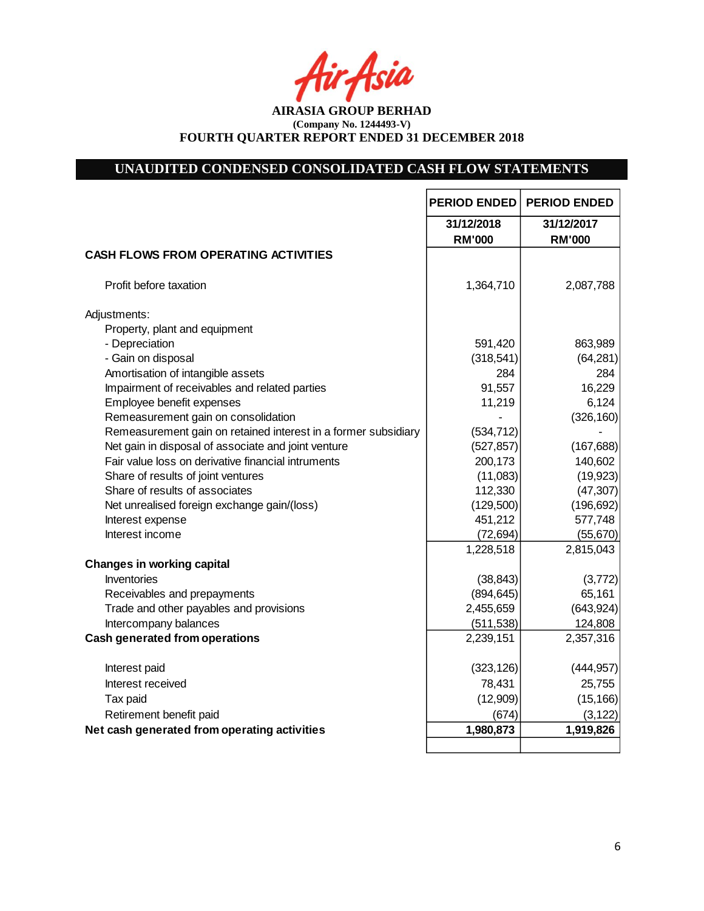**AIRASIA GROUP BERHAD**
**(Company No. 1244493-V)**
**FOURTH QUARTER REPORT ENDED 31 DECEMBER 2018**

## UNAUDITED CONDENSED CONSOLIDATED CASH FLOW STATEMENTS

| | PERIOD ENDED | PERIOD ENDED |
|---|---|---|
| | 31/12/2018 | 31/12/2017 |
| | RM'000 | RM'000 |
| **CASH FLOWS FROM OPERATING ACTIVITIES** | | |
| Profit before taxation | 1,364,710 | 2,087,788 |
| Adjustments: | | |
| Property, plant and equipment | | |
| - Depreciation | 591,420 | 863,989 |
| - Gain on disposal | (318,541) | (64,281) |
| Amortisation of intangible assets | 284 | 284 |
| Impairment of receivables and related parties | 91,557 | 16,229 |
| Employee benefit expenses | 11,219 | 6,124 |
| Remeasurement gain on consolidation | - | (326,160) |
| Remeasurement gain on retained interest in a former subsidiary | (534,712) | - |
| Net gain in disposal of associate and joint venture | (527,857) | (167,688) |
| Fair value loss on derivative financial intruments | 200,173 | 140,602 |
| Share of results of joint ventures | (11,083) | (19,923) |
| Share of results of associates | 112,330 | (47,307) |
| Net unrealised foreign exchange gain/(loss) | (129,500) | (196,692) |
| Interest expense | 451,212 | 577,748 |
| Interest income | (72,694) | (55,670) |
| | 1,228,518 | 2,815,043 |
| **Changes in working capital** | | |
| Inventories | (38,843) | (3,772) |
| Receivables and prepayments | (894,645) | 65,161 |
| Trade and other payables and provisions | 2,455,659 | (643,924) |
| Intercompany balances | (511,538) | 124,808 |
| **Cash generated from operations** | 2,239,151 | 2,357,316 |
| Interest paid | (323,126) | (444,957) |
| Interest received | 78,431 | 25,755 |
| Tax paid | (12,909) | (15,166) |
| Retirement benefit paid | (674) | (3,122) |
| **Net cash generated from operating activities** | **1,980,873** | **1,919,826** |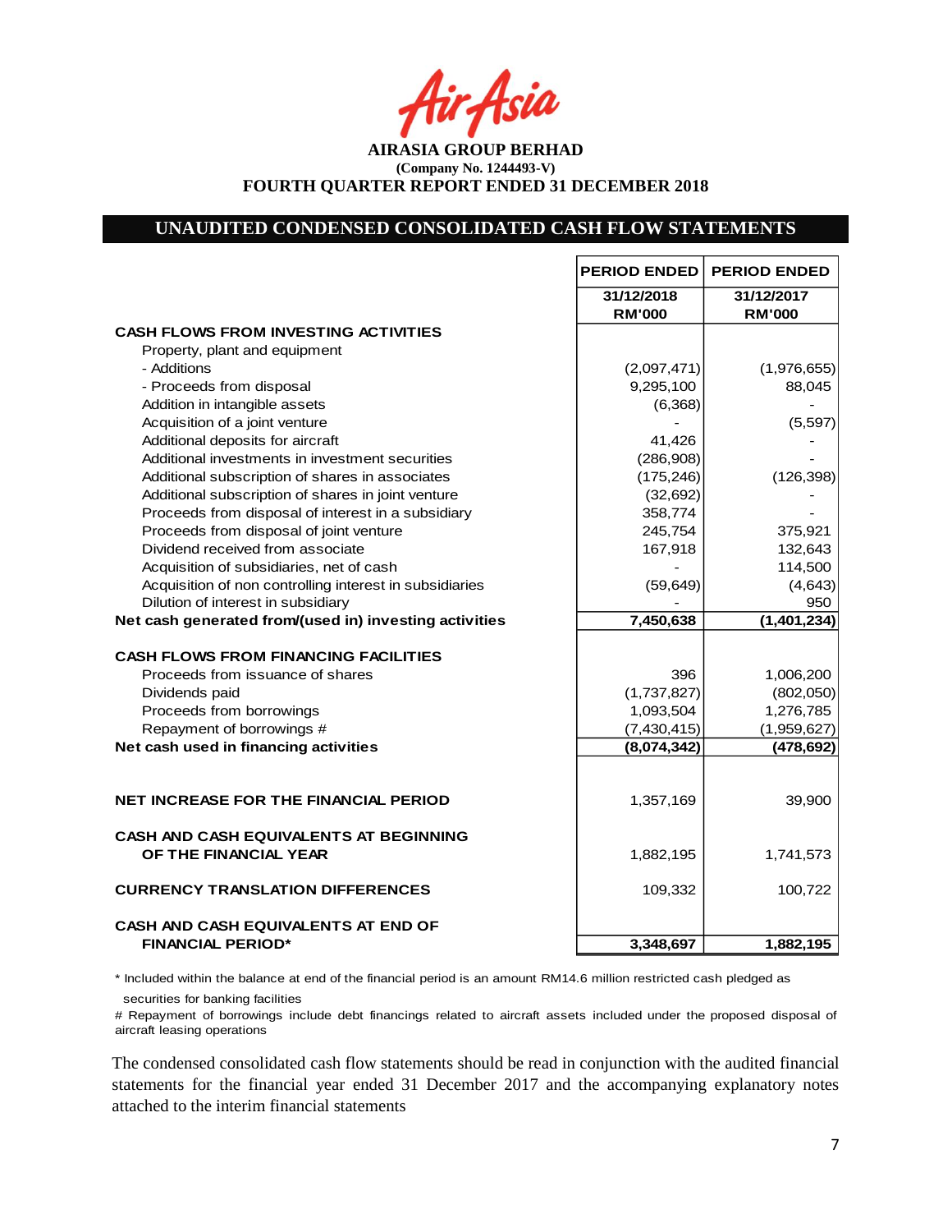AirAsia

**AIRASIA GROUP BERHAD**
**(Company No. 1244493-V)**
**FOURTH QUARTER REPORT ENDED 31 DECEMBER 2018**

## UNAUDITED CONDENSED CONSOLIDATED CASH FLOW STATEMENTS

| | PERIOD ENDED | PERIOD ENDED |
|---|---|---|
| | 31/12/2018 RM'000 | 31/12/2017 RM'000 |
| **CASH FLOWS FROM INVESTING ACTIVITIES** | | |
| Property, plant and equipment | | |
| - Additions | (2,097,471) | (1,976,655) |
| - Proceeds from disposal | 9,295,100 | 88,045 |
| Addition in intangible assets | (6,368) | - |
| Acquisition of a joint venture | - | (5,597) |
| Additional deposits for aircraft | 41,426 | - |
| Additional investments in investment securities | (286,908) | - |
| Additional subscription of shares in associates | (175,246) | (126,398) |
| Additional subscription of shares in joint venture | (32,692) | - |
| Proceeds from disposal of interest in a subsidiary | 358,774 | - |
| Proceeds from disposal of joint venture | 245,754 | 375,921 |
| Dividend received from associate | 167,918 | 132,643 |
| Acquisition of subsidiaries, net of cash | - | 114,500 |
| Acquisition of non controlling interest in subsidiaries | (59,649) | (4,643) |
| Dilution of interest in subsidiary | - | 950 |
| **Net cash generated from/(used in) investing activities** | **7,450,638** | **(1,401,234)** |
| | | |
| **CASH FLOWS FROM FINANCING FACILITIES** | | |
| Proceeds from issuance of shares | 396 | 1,006,200 |
| Dividends paid | (1,737,827) | (802,050) |
| Proceeds from borrowings | 1,093,504 | 1,276,785 |
| Repayment of borrowings # | (7,430,415) | (1,959,627) |
| **Net cash used in financing activities** | **(8,074,342)** | **(478,692)** |
| | | |
| **NET INCREASE FOR THE FINANCIAL PERIOD** | 1,357,169 | 39,900 |
| | | |
| **CASH AND CASH EQUIVALENTS AT BEGINNING OF THE FINANCIAL YEAR** | 1,882,195 | 1,741,573 |
| | | |
| **CURRENCY TRANSLATION DIFFERENCES** | 109,332 | 100,722 |
| | | |
| **CASH AND CASH EQUIVALENTS AT END OF FINANCIAL PERIOD*** | **3,348,697** | **1,882,195** |

* Included within the balance at end of the financial period is an amount RM14.6 million restricted cash pledged as securities for banking facilities

# Repayment of borrowings include debt financings related to aircraft assets included under the proposed disposal of aircraft leasing operations

The condensed consolidated cash flow statements should be read in conjunction with the audited financial statements for the financial year ended 31 December 2017 and the accompanying explanatory notes attached to the interim financial statements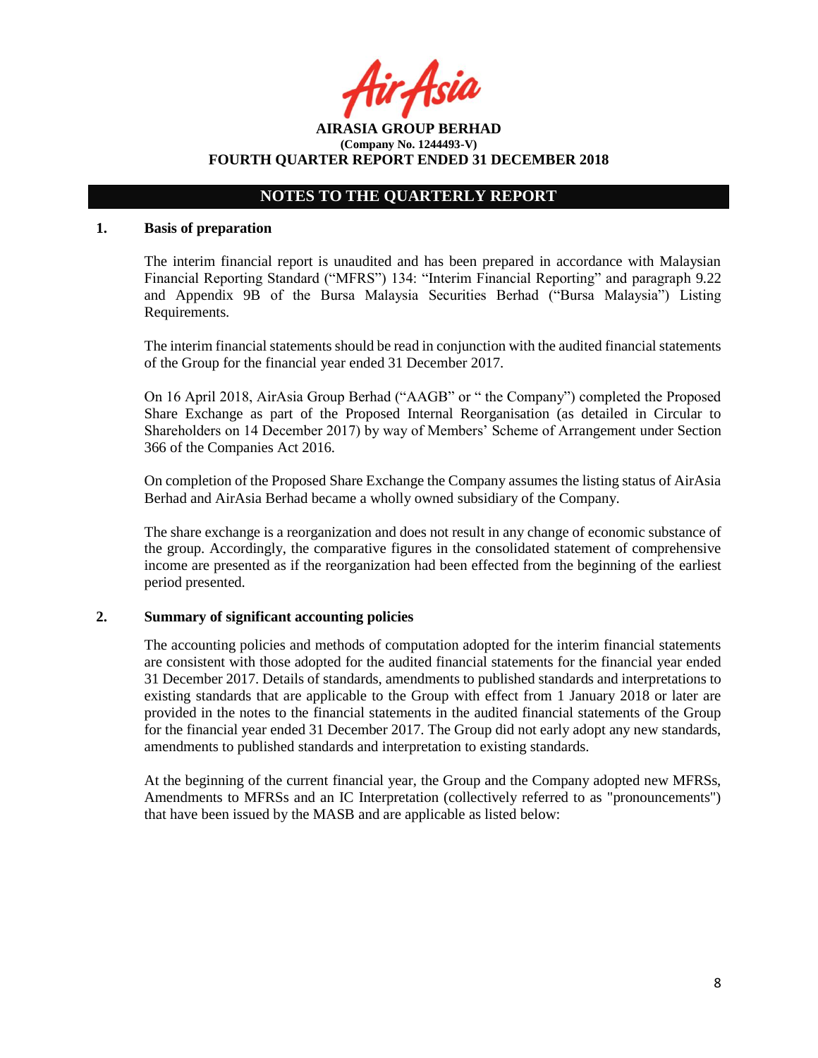# NOTES TO THE QUARTERLY REPORT

## 1. Basis of preparation

The interim financial report is unaudited and has been prepared in accordance with Malaysian Financial Reporting Standard ("MFRS") 134: "Interim Financial Reporting" and paragraph 9.22 and Appendix 9B of the Bursa Malaysia Securities Berhad ("Bursa Malaysia") Listing Requirements.

The interim financial statements should be read in conjunction with the audited financial statements of the Group for the financial year ended 31 December 2017.

On 16 April 2018, AirAsia Group Berhad ("AAGB" or " the Company") completed the Proposed Share Exchange as part of the Proposed Internal Reorganisation (as detailed in Circular to Shareholders on 14 December 2017) by way of Members' Scheme of Arrangement under Section 366 of the Companies Act 2016.

On completion of the Proposed Share Exchange the Company assumes the listing status of AirAsia Berhad and AirAsia Berhad became a wholly owned subsidiary of the Company.

The share exchange is a reorganization and does not result in any change of economic substance of the group. Accordingly, the comparative figures in the consolidated statement of comprehensive income are presented as if the reorganization had been effected from the beginning of the earliest period presented.

## 2. Summary of significant accounting policies

The accounting policies and methods of computation adopted for the interim financial statements are consistent with those adopted for the audited financial statements for the financial year ended 31 December 2017. Details of standards, amendments to published standards and interpretations to existing standards that are applicable to the Group with effect from 1 January 2018 or later are provided in the notes to the financial statements in the audited financial statements of the Group for the financial year ended 31 December 2017. The Group did not early adopt any new standards, amendments to published standards and interpretation to existing standards.

At the beginning of the current financial year, the Group and the Company adopted new MFRSs, Amendments to MFRSs and an IC Interpretation (collectively referred to as "pronouncements") that have been issued by the MASB and are applicable as listed below: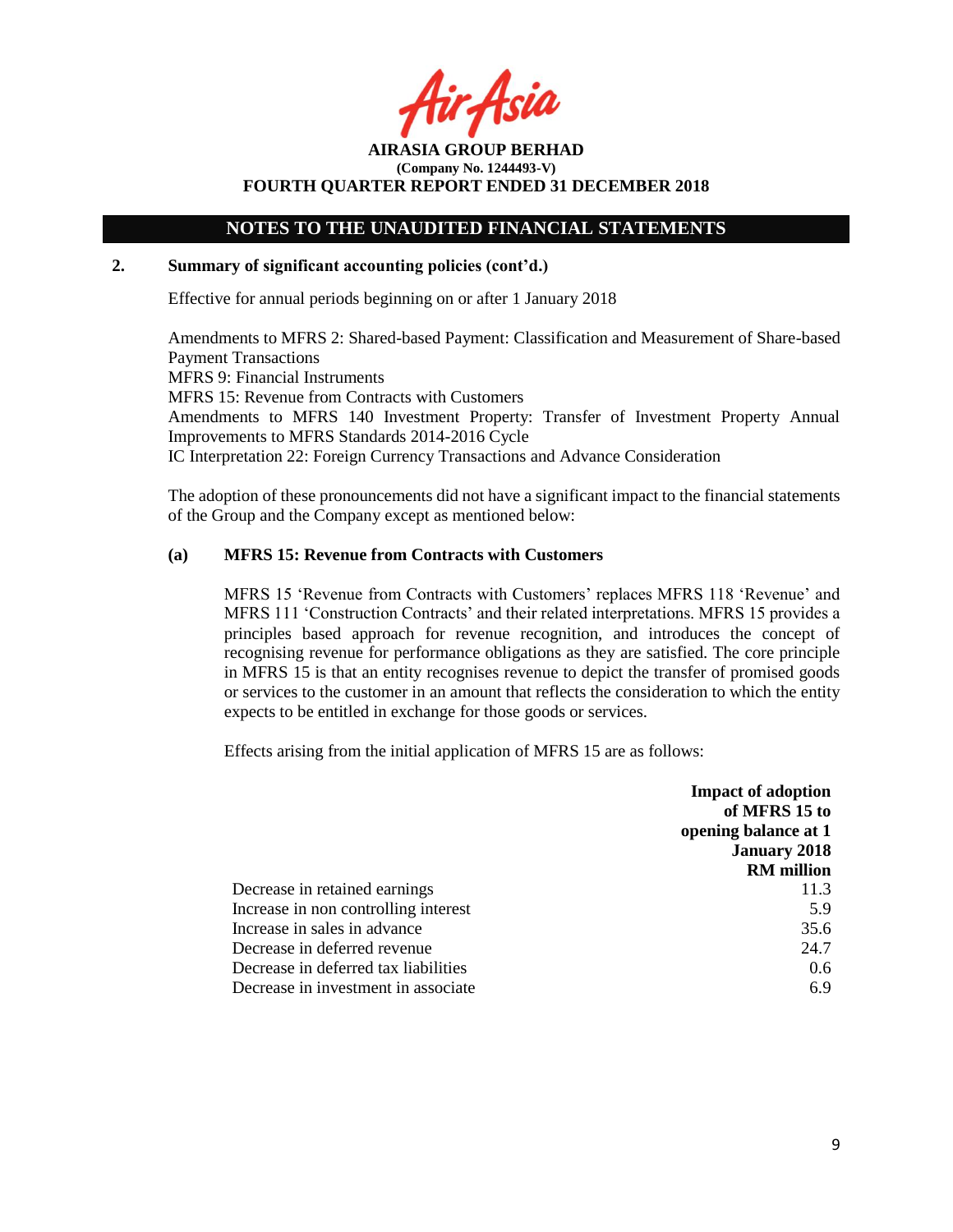## NOTES TO THE UNAUDITED FINANCIAL STATEMENTS

### 2. Summary of significant accounting policies (cont'd.)

Effective for annual periods beginning on or after 1 January 2018

Amendments to MFRS 2: Shared-based Payment: Classification and Measurement of Share-based Payment Transactions
MFRS 9: Financial Instruments
MFRS 15: Revenue from Contracts with Customers
Amendments to MFRS 140 Investment Property: Transfer of Investment Property Annual Improvements to MFRS Standards 2014-2016 Cycle
IC Interpretation 22: Foreign Currency Transactions and Advance Consideration

The adoption of these pronouncements did not have a significant impact to the financial statements of the Group and the Company except as mentioned below:

#### (a) MFRS 15: Revenue from Contracts with Customers

MFRS 15 'Revenue from Contracts with Customers' replaces MFRS 118 'Revenue' and MFRS 111 'Construction Contracts' and their related interpretations. MFRS 15 provides a principles based approach for revenue recognition, and introduces the concept of recognising revenue for performance obligations as they are satisfied. The core principle in MFRS 15 is that an entity recognises revenue to depict the transfer of promised goods or services to the customer in an amount that reflects the consideration to which the entity expects to be entitled in exchange for those goods or services.

Effects arising from the initial application of MFRS 15 are as follows:

| | Impact of adoption of MFRS 15 to opening balance at 1 January 2018 RM million |
|---|---|
| Decrease in retained earnings | 11.3 |
| Increase in non controlling interest | 5.9 |
| Increase in sales in advance | 35.6 |
| Decrease in deferred revenue | 24.7 |
| Decrease in deferred tax liabilities | 0.6 |
| Decrease in investment in associate | 6.9 |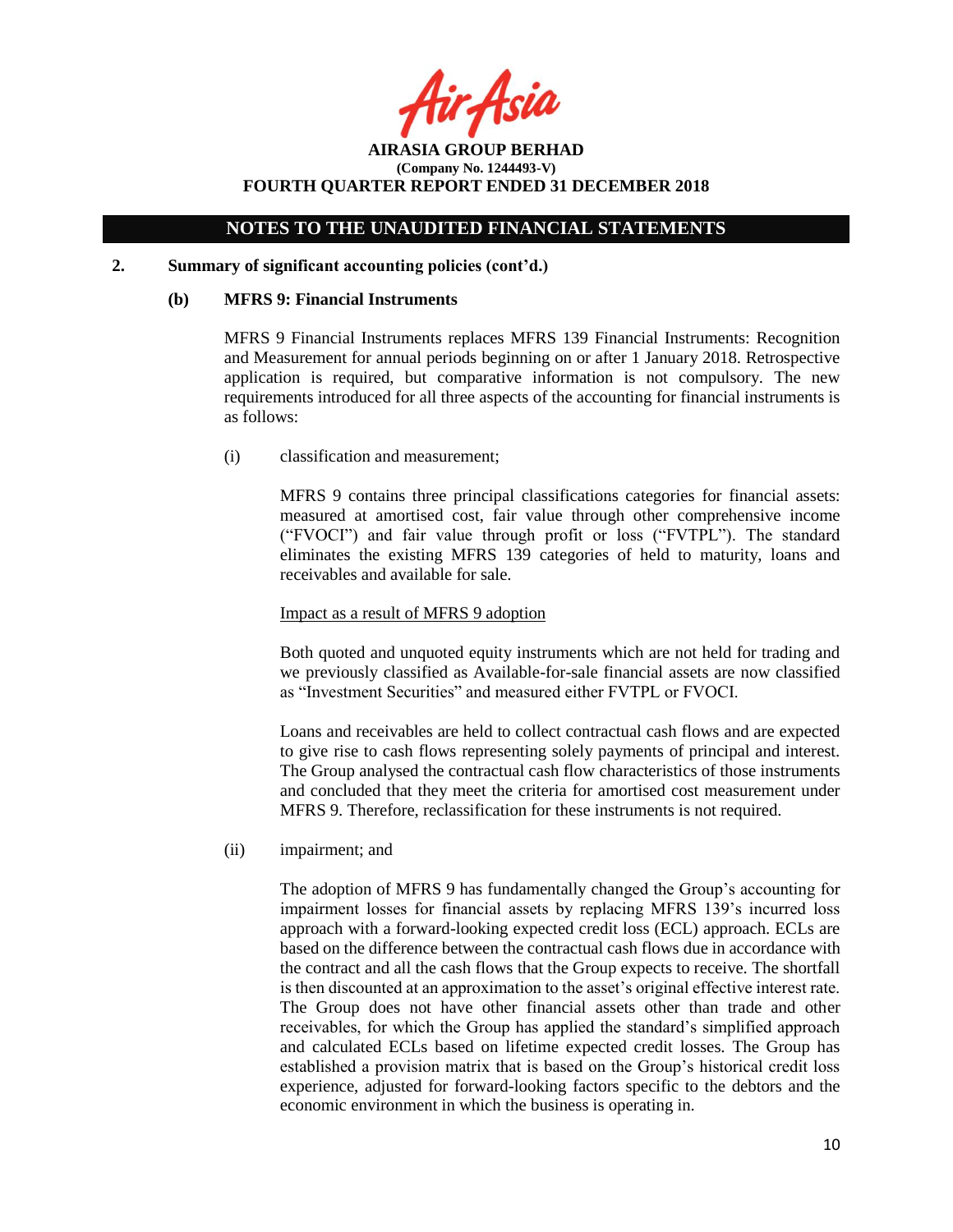## NOTES TO THE UNAUDITED FINANCIAL STATEMENTS

**2. Summary of significant accounting policies (cont'd.)**

**(b) MFRS 9: Financial Instruments**

MFRS 9 Financial Instruments replaces MFRS 139 Financial Instruments: Recognition and Measurement for annual periods beginning on or after 1 January 2018. Retrospective application is required, but comparative information is not compulsory. The new requirements introduced for all three aspects of the accounting for financial instruments is as follows:

(i) classification and measurement;

MFRS 9 contains three principal classifications categories for financial assets: measured at amortised cost, fair value through other comprehensive income ("FVOCI") and fair value through profit or loss ("FVTPL"). The standard eliminates the existing MFRS 139 categories of held to maturity, loans and receivables and available for sale.

Impact as a result of MFRS 9 adoption

Both quoted and unquoted equity instruments which are not held for trading and we previously classified as Available-for-sale financial assets are now classified as "Investment Securities" and measured either FVTPL or FVOCI.

Loans and receivables are held to collect contractual cash flows and are expected to give rise to cash flows representing solely payments of principal and interest. The Group analysed the contractual cash flow characteristics of those instruments and concluded that they meet the criteria for amortised cost measurement under MFRS 9. Therefore, reclassification for these instruments is not required.

(ii) impairment; and

The adoption of MFRS 9 has fundamentally changed the Group's accounting for impairment losses for financial assets by replacing MFRS 139's incurred loss approach with a forward-looking expected credit loss (ECL) approach. ECLs are based on the difference between the contractual cash flows due in accordance with the contract and all the cash flows that the Group expects to receive. The shortfall is then discounted at an approximation to the asset's original effective interest rate. The Group does not have other financial assets other than trade and other receivables, for which the Group has applied the standard's simplified approach and calculated ECLs based on lifetime expected credit losses. The Group has established a provision matrix that is based on the Group's historical credit loss experience, adjusted for forward-looking factors specific to the debtors and the economic environment in which the business is operating in.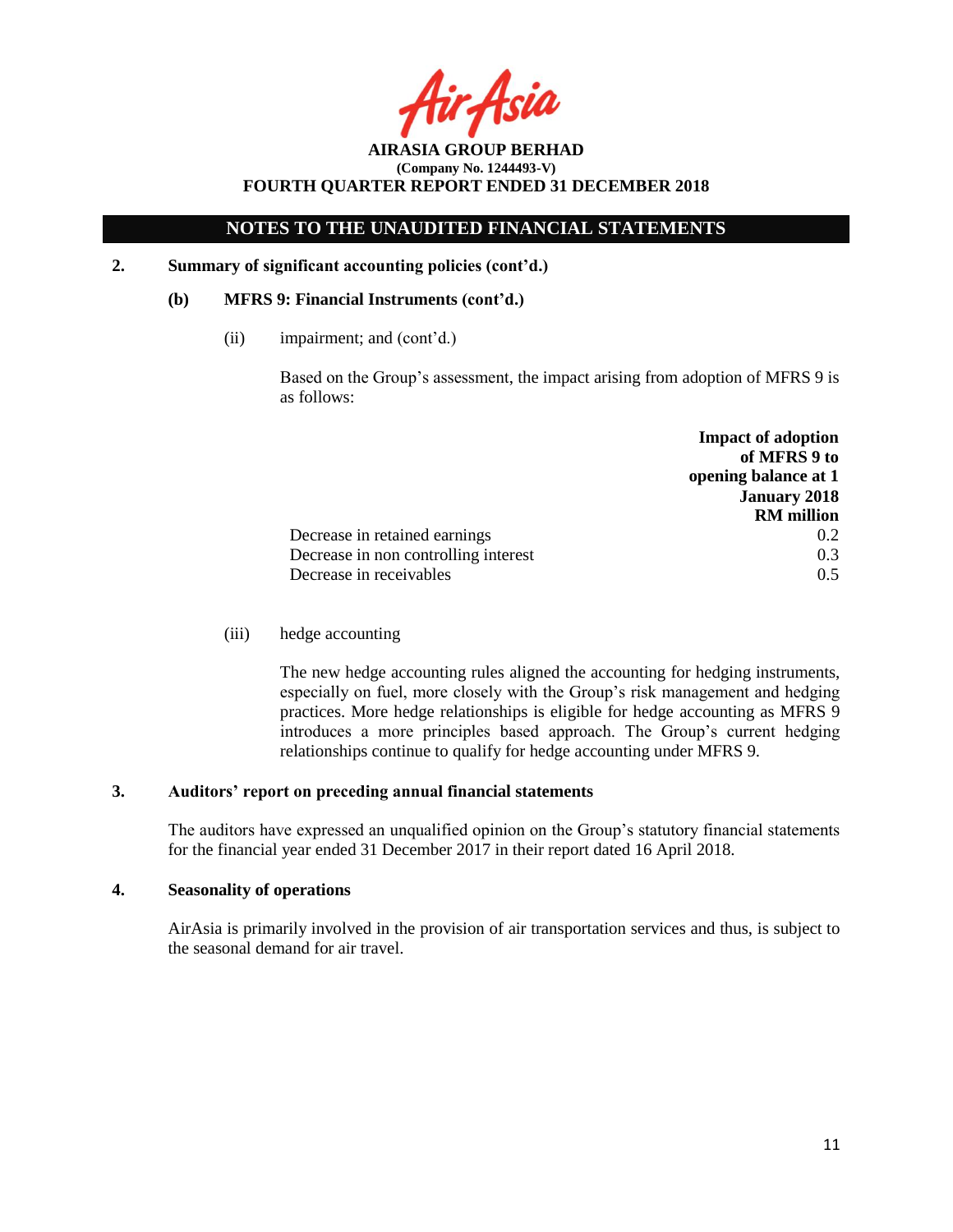## NOTES TO THE UNAUDITED FINANCIAL STATEMENTS

**2. Summary of significant accounting policies (cont'd.)**

**(b) MFRS 9: Financial Instruments (cont'd.)**

(ii) impairment; and (cont'd.)

Based on the Group's assessment, the impact arising from adoption of MFRS 9 is as follows:

| | **Impact of adoption of MFRS 9 to opening balance at 1 January 2018 RM million** |
|---|---|
| Decrease in retained earnings | 0.2 |
| Decrease in non controlling interest | 0.3 |
| Decrease in receivables | 0.5 |

(iii) hedge accounting

The new hedge accounting rules aligned the accounting for hedging instruments, especially on fuel, more closely with the Group's risk management and hedging practices. More hedge relationships is eligible for hedge accounting as MFRS 9 introduces a more principles based approach. The Group's current hedging relationships continue to qualify for hedge accounting under MFRS 9.

**3. Auditors' report on preceding annual financial statements**

The auditors have expressed an unqualified opinion on the Group's statutory financial statements for the financial year ended 31 December 2017 in their report dated 16 April 2018.

**4. Seasonality of operations**

AirAsia is primarily involved in the provision of air transportation services and thus, is subject to the seasonal demand for air travel.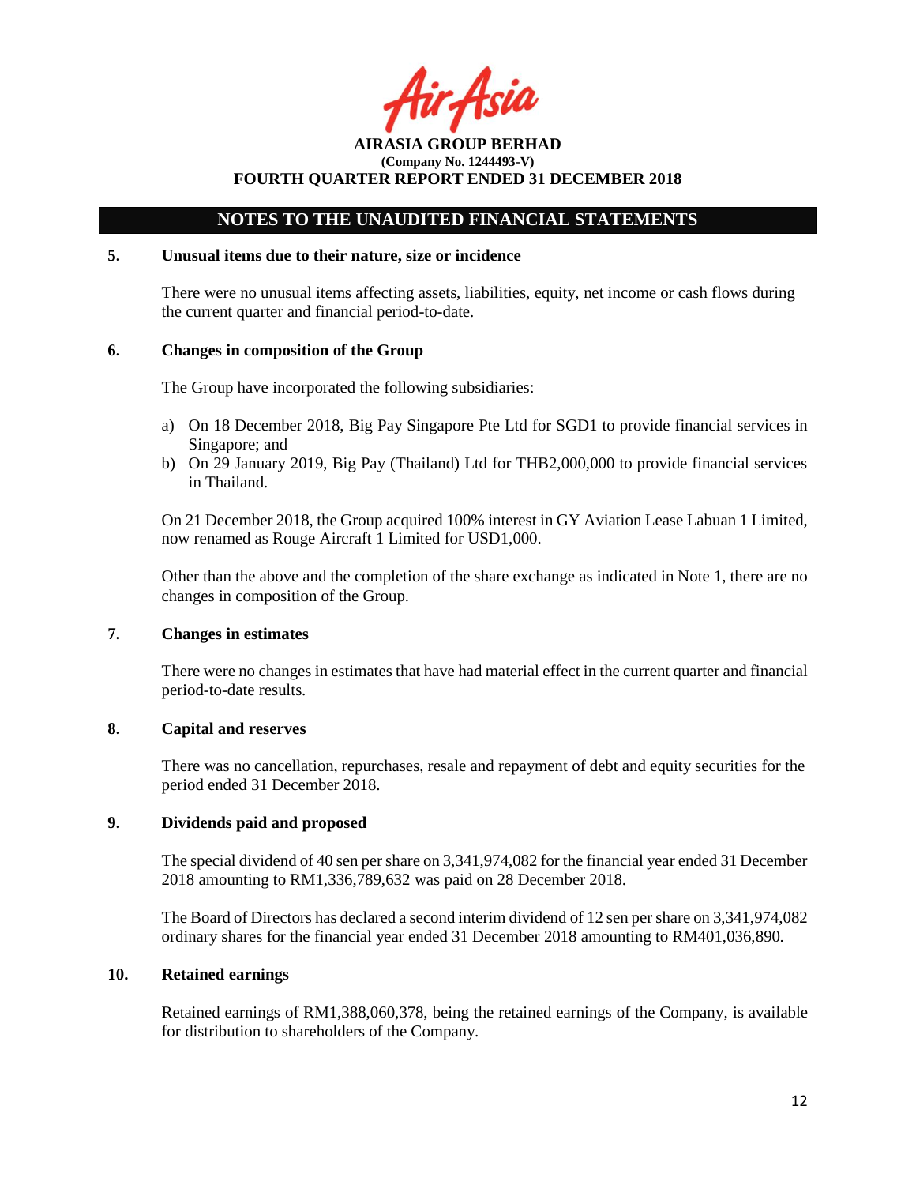## NOTES TO THE UNAUDITED FINANCIAL STATEMENTS

### 5. Unusual items due to their nature, size or incidence

There were no unusual items affecting assets, liabilities, equity, net income or cash flows during the current quarter and financial period-to-date.

### 6. Changes in composition of the Group

The Group have incorporated the following subsidiaries:

a) On 18 December 2018, Big Pay Singapore Pte Ltd for SGD1 to provide financial services in Singapore; and
b) On 29 January 2019, Big Pay (Thailand) Ltd for THB2,000,000 to provide financial services in Thailand.

On 21 December 2018, the Group acquired 100% interest in GY Aviation Lease Labuan 1 Limited, now renamed as Rouge Aircraft 1 Limited for USD1,000.

Other than the above and the completion of the share exchange as indicated in Note 1, there are no changes in composition of the Group.

### 7. Changes in estimates

There were no changes in estimates that have had material effect in the current quarter and financial period-to-date results.

### 8. Capital and reserves

There was no cancellation, repurchases, resale and repayment of debt and equity securities for the period ended 31 December 2018.

### 9. Dividends paid and proposed

The special dividend of 40 sen per share on 3,341,974,082 for the financial year ended 31 December 2018 amounting to RM1,336,789,632 was paid on 28 December 2018.

The Board of Directors has declared a second interim dividend of 12 sen per share on 3,341,974,082 ordinary shares for the financial year ended 31 December 2018 amounting to RM401,036,890.

### 10. Retained earnings

Retained earnings of RM1,388,060,378, being the retained earnings of the Company, is available for distribution to shareholders of the Company.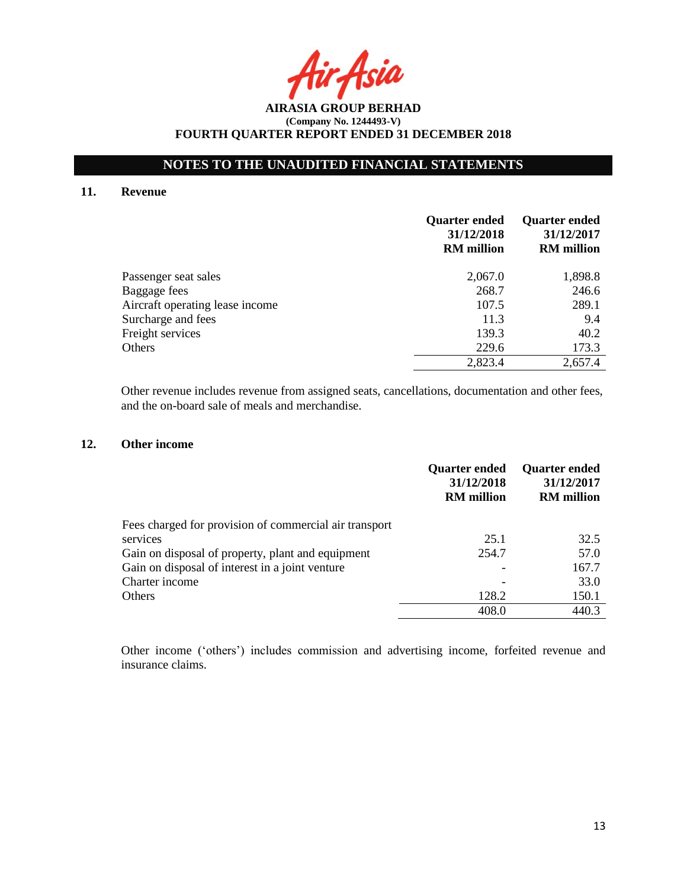**AIRASIA GROUP BERHAD**
**(Company No. 1244493-V)**
**FOURTH QUARTER REPORT ENDED 31 DECEMBER 2018**

## NOTES TO THE UNAUDITED FINANCIAL STATEMENTS

### 11. Revenue

| | Quarter ended 31/12/2018 RM million | Quarter ended 31/12/2017 RM million |
|---|---|---|
| Passenger seat sales | 2,067.0 | 1,898.8 |
| Baggage fees | 268.7 | 246.6 |
| Aircraft operating lease income | 107.5 | 289.1 |
| Surcharge and fees | 11.3 | 9.4 |
| Freight services | 139.3 | 40.2 |
| Others | 229.6 | 173.3 |
| | 2,823.4 | 2,657.4 |

Other revenue includes revenue from assigned seats, cancellations, documentation and other fees, and the on-board sale of meals and merchandise.

### 12. Other income

| | Quarter ended 31/12/2018 RM million | Quarter ended 31/12/2017 RM million |
|---|---|---|
| Fees charged for provision of commercial air transport services | 25.1 | 32.5 |
| Gain on disposal of property, plant and equipment | 254.7 | 57.0 |
| Gain on disposal of interest in a joint venture | - | 167.7 |
| Charter income | - | 33.0 |
| Others | 128.2 | 150.1 |
| | 408.0 | 440.3 |

Other income ('others') includes commission and advertising income, forfeited revenue and insurance claims.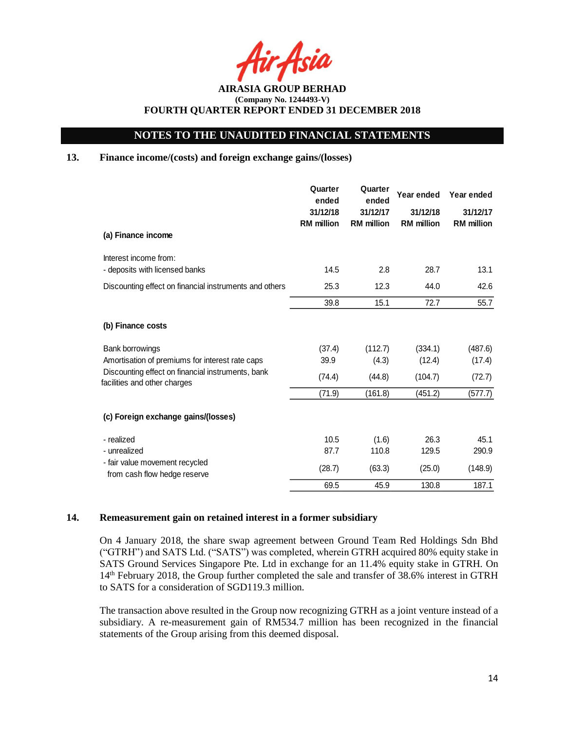# AIRASIA GROUP BERHAD
**(Company No. 1244493-V)**
**FOURTH QUARTER REPORT ENDED 31 DECEMBER 2018**

## NOTES TO THE UNAUDITED FINANCIAL STATEMENTS

### 13. Finance income/(costs) and foreign exchange gains/(losses)

| | Quarter ended 31/12/18 RM million | Quarter ended 31/12/17 RM million | Year ended 31/12/18 RM million | Year ended 31/12/17 RM million |
|---|---|---|---|---|
| **(a) Finance income** | | | | |
| Interest income from: | | | | |
| - deposits with licensed banks | 14.5 | 2.8 | 28.7 | 13.1 |
| Discounting effect on financial instruments and others | 25.3 | 12.3 | 44.0 | 42.6 |
| | 39.8 | 15.1 | 72.7 | 55.7 |
| **(b) Finance costs** | | | | |
| Bank borrowings | (37.4) | (112.7) | (334.1) | (487.6) |
| Amortisation of premiums for interest rate caps | 39.9 | (4.3) | (12.4) | (17.4) |
| Discounting effect on financial instruments, bank facilities and other charges | (74.4) | (44.8) | (104.7) | (72.7) |
| | (71.9) | (161.8) | (451.2) | (577.7) |
| **(c) Foreign exchange gains/(losses)** | | | | |
| - realized | 10.5 | (1.6) | 26.3 | 45.1 |
| - unrealized | 87.7 | 110.8 | 129.5 | 290.9 |
| - fair value movement recycled from cash flow hedge reserve | (28.7) | (63.3) | (25.0) | (148.9) |
| | 69.5 | 45.9 | 130.8 | 187.1 |

### 14. Remeasurement gain on retained interest in a former subsidiary

On 4 January 2018, the share swap agreement between Ground Team Red Holdings Sdn Bhd ("GTRH") and SATS Ltd. ("SATS") was completed, wherein GTRH acquired 80% equity stake in SATS Ground Services Singapore Pte. Ltd in exchange for an 11.4% equity stake in GTRH. On 14th February 2018, the Group further completed the sale and transfer of 38.6% interest in GTRH to SATS for a consideration of SGD119.3 million.

The transaction above resulted in the Group now recognizing GTRH as a joint venture instead of a subsidiary. A re-measurement gain of RM534.7 million has been recognized in the financial statements of the Group arising from this deemed disposal.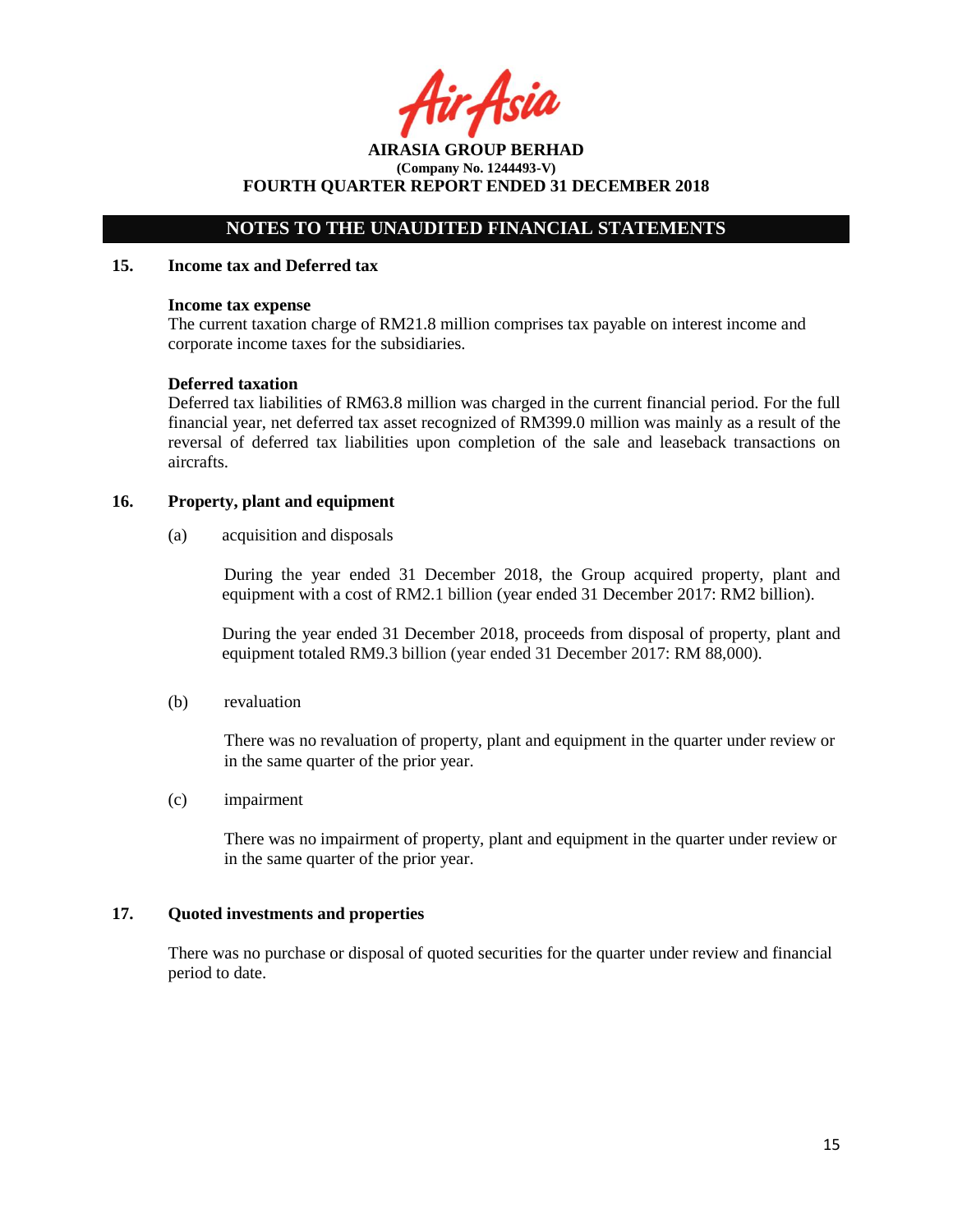## NOTES TO THE UNAUDITED FINANCIAL STATEMENTS

### 15. Income tax and Deferred tax

**Income tax expense**

The current taxation charge of RM21.8 million comprises tax payable on interest income and corporate income taxes for the subsidiaries.

**Deferred taxation**

Deferred tax liabilities of RM63.8 million was charged in the current financial period. For the full financial year, net deferred tax asset recognized of RM399.0 million was mainly as a result of the reversal of deferred tax liabilities upon completion of the sale and leaseback transactions on aircrafts.

### 16. Property, plant and equipment

(a) acquisition and disposals

During the year ended 31 December 2018, the Group acquired property, plant and equipment with a cost of RM2.1 billion (year ended 31 December 2017: RM2 billion).

During the year ended 31 December 2018, proceeds from disposal of property, plant and equipment totaled RM9.3 billion (year ended 31 December 2017: RM 88,000).

(b) revaluation

There was no revaluation of property, plant and equipment in the quarter under review or in the same quarter of the prior year.

(c) impairment

There was no impairment of property, plant and equipment in the quarter under review or in the same quarter of the prior year.

### 17. Quoted investments and properties

There was no purchase or disposal of quoted securities for the quarter under review and financial period to date.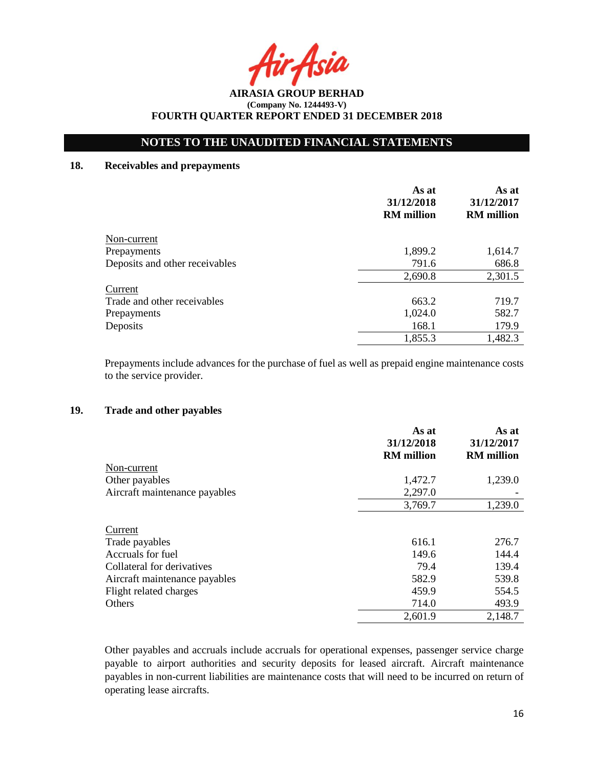**AIRASIA GROUP BERHAD**
**(Company No. 1244493-V)**
**FOURTH QUARTER REPORT ENDED 31 DECEMBER 2018**

## NOTES TO THE UNAUDITED FINANCIAL STATEMENTS

### 18. Receivables and prepayments

| | As at 31/12/2018 RM million | As at 31/12/2017 RM million |
|---|---|---|
| Non-current | | |
| Prepayments | 1,899.2 | 1,614.7 |
| Deposits and other receivables | 791.6 | 686.8 |
| | 2,690.8 | 2,301.5 |
| Current | | |
| Trade and other receivables | 663.2 | 719.7 |
| Prepayments | 1,024.0 | 582.7 |
| Deposits | 168.1 | 179.9 |
| | 1,855.3 | 1,482.3 |

Prepayments include advances for the purchase of fuel as well as prepaid engine maintenance costs to the service provider.

### 19. Trade and other payables

| | As at 31/12/2018 RM million | As at 31/12/2017 RM million |
|---|---|---|
| Non-current | | |
| Other payables | 1,472.7 | 1,239.0 |
| Aircraft maintenance payables | 2,297.0 | - |
| | 3,769.7 | 1,239.0 |
| Current | | |
| Trade payables | 616.1 | 276.7 |
| Accruals for fuel | 149.6 | 144.4 |
| Collateral for derivatives | 79.4 | 139.4 |
| Aircraft maintenance payables | 582.9 | 539.8 |
| Flight related charges | 459.9 | 554.5 |
| Others | 714.0 | 493.9 |
| | 2,601.9 | 2,148.7 |

Other payables and accruals include accruals for operational expenses, passenger service charge payable to airport authorities and security deposits for leased aircraft. Aircraft maintenance payables in non-current liabilities are maintenance costs that will need to be incurred on return of operating lease aircrafts.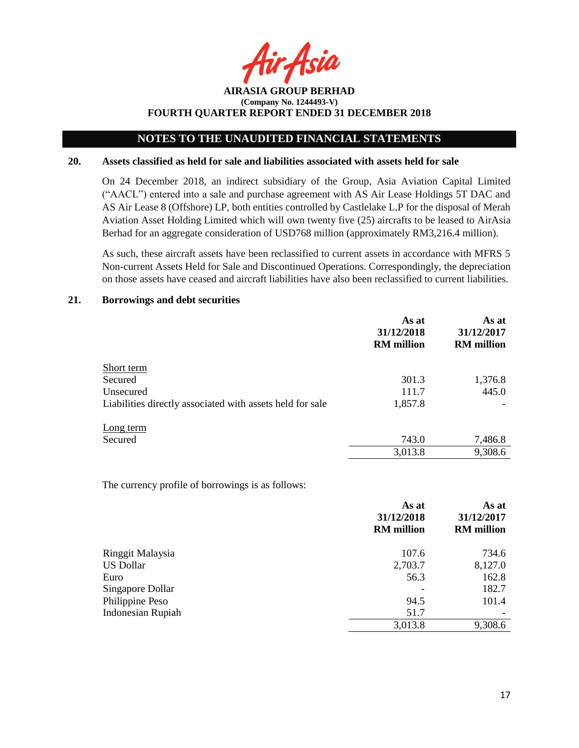**AIRASIA GROUP BERHAD**
**(Company No. 1244493-V)**
**FOURTH QUARTER REPORT ENDED 31 DECEMBER 2018**

## NOTES TO THE UNAUDITED FINANCIAL STATEMENTS

### 20. Assets classified as held for sale and liabilities associated with assets held for sale

On 24 December 2018, an indirect subsidiary of the Group, Asia Aviation Capital Limited ("AACL") entered into a sale and purchase agreement with AS Air Lease Holdings 5T DAC and AS Air Lease 8 (Offshore) LP, both entities controlled by Castlelake L.P for the disposal of Merah Aviation Asset Holding Limited which will own twenty five (25) aircrafts to be leased to AirAsia Berhad for an aggregate consideration of USD768 million (approximately RM3,216.4 million).

As such, these aircraft assets have been reclassified to current assets in accordance with MFRS 5 Non-current Assets Held for Sale and Discontinued Operations. Correspondingly, the depreciation on those assets have ceased and aircraft liabilities have also been reclassified to current liabilities.

### 21. Borrowings and debt securities

| | As at 31/12/2018 RM million | As at 31/12/2017 RM million |
|---|---|---|
| Short term | | |
| Secured | 301.3 | 1,376.8 |
| Unsecured | 111.7 | 445.0 |
| Liabilities directly associated with assets held for sale | 1,857.8 | - |
| Long term | | |
| Secured | 743.0 | 7,486.8 |
| | 3,013.8 | 9,308.6 |

The currency profile of borrowings is as follows:

| | As at 31/12/2018 RM million | As at 31/12/2017 RM million |
|---|---|---|
| Ringgit Malaysia | 107.6 | 734.6 |
| US Dollar | 2,703.7 | 8,127.0 |
| Euro | 56.3 | 162.8 |
| Singapore Dollar | - | 182.7 |
| Philippine Peso | 94.5 | 101.4 |
| Indonesian Rupiah | 51.7 | - |
| | 3,013.8 | 9,308.6 |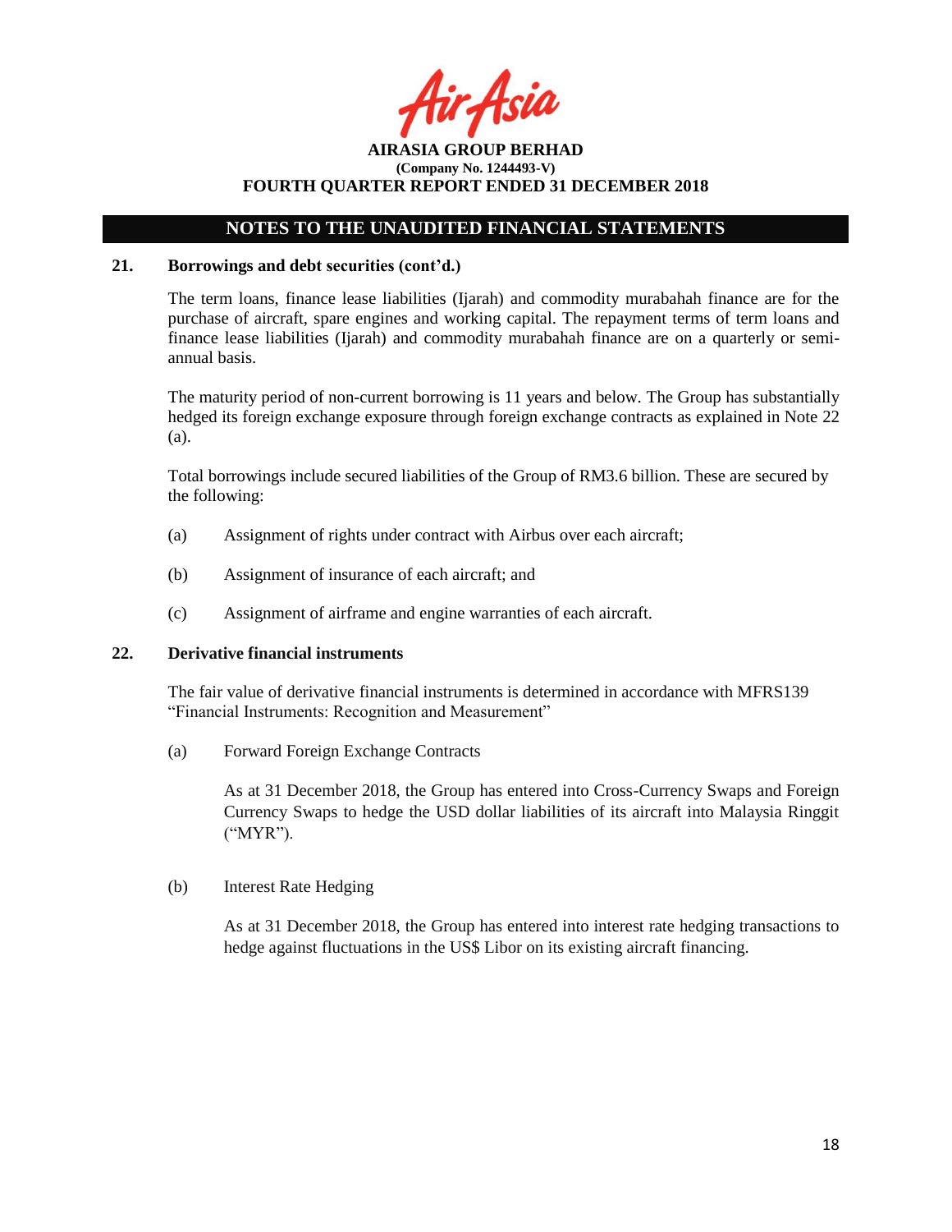## NOTES TO THE UNAUDITED FINANCIAL STATEMENTS

### 21. Borrowings and debt securities (cont'd.)

The term loans, finance lease liabilities (Ijarah) and commodity murabahah finance are for the purchase of aircraft, spare engines and working capital. The repayment terms of term loans and finance lease liabilities (Ijarah) and commodity murabahah finance are on a quarterly or semi-annual basis.

The maturity period of non-current borrowing is 11 years and below. The Group has substantially hedged its foreign exchange exposure through foreign exchange contracts as explained in Note 22 (a).

Total borrowings include secured liabilities of the Group of RM3.6 billion. These are secured by the following:

(a) Assignment of rights under contract with Airbus over each aircraft;

(b) Assignment of insurance of each aircraft; and

(c) Assignment of airframe and engine warranties of each aircraft.

### 22. Derivative financial instruments

The fair value of derivative financial instruments is determined in accordance with MFRS139 "Financial Instruments: Recognition and Measurement"

(a) Forward Foreign Exchange Contracts

As at 31 December 2018, the Group has entered into Cross-Currency Swaps and Foreign Currency Swaps to hedge the USD dollar liabilities of its aircraft into Malaysia Ringgit ("MYR").

(b) Interest Rate Hedging

As at 31 December 2018, the Group has entered into interest rate hedging transactions to hedge against fluctuations in the US$ Libor on its existing aircraft financing.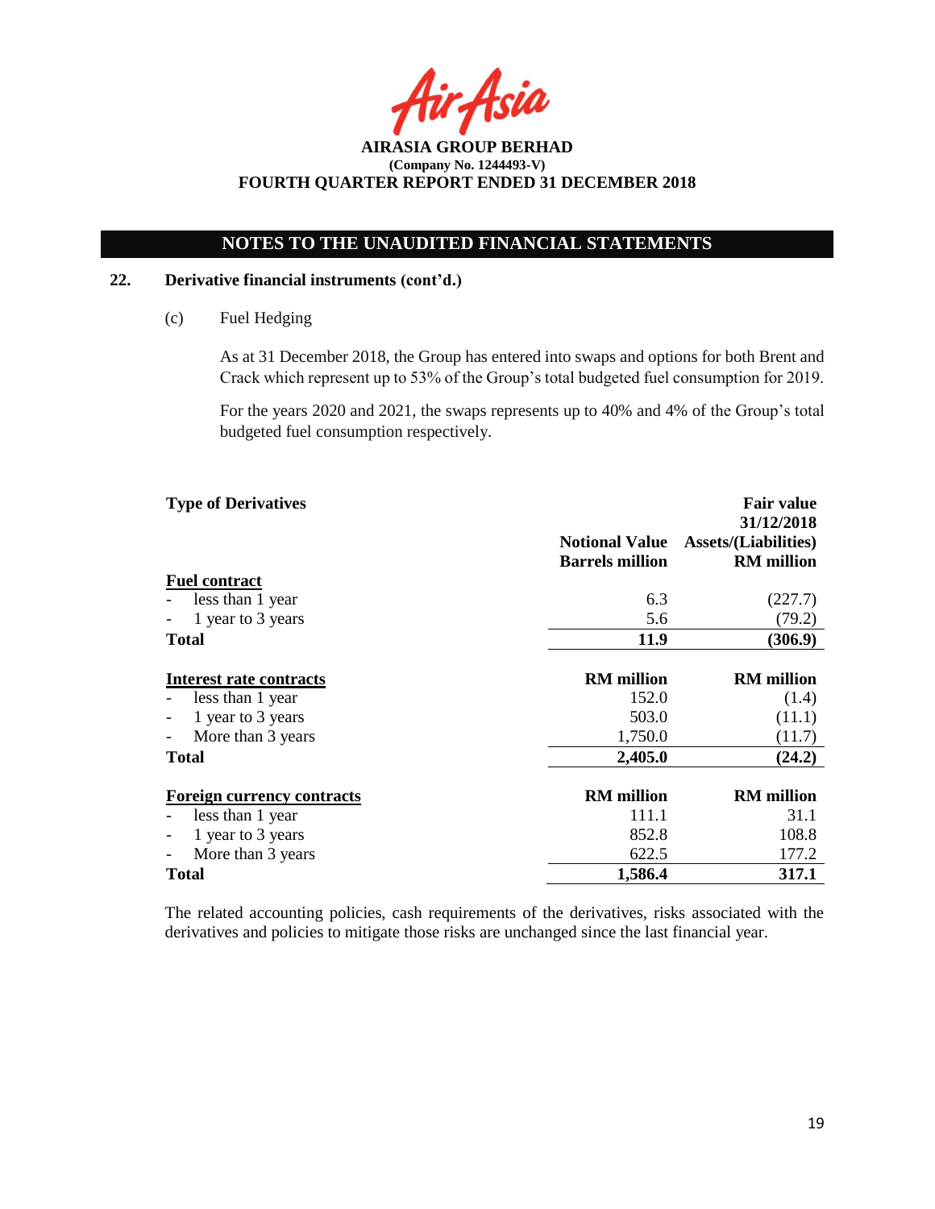## NOTES TO THE UNAUDITED FINANCIAL STATEMENTS

### 22. Derivative financial instruments (cont'd.)

(c) Fuel Hedging

As at 31 December 2018, the Group has entered into swaps and options for both Brent and Crack which represent up to 53% of the Group's total budgeted fuel consumption for 2019.

For the years 2020 and 2021, the swaps represents up to 40% and 4% of the Group's total budgeted fuel consumption respectively.

| Type of Derivatives | Notional Value Barrels million | Fair value 31/12/2018 Assets/(Liabilities) RM million |
|---|---|---|
| **Fuel contract** | | |
| - less than 1 year | 6.3 | (227.7) |
| - 1 year to 3 years | 5.6 | (79.2) |
| **Total** | **11.9** | **(306.9)** |
| **Interest rate contracts** | **RM million** | **RM million** |
| - less than 1 year | 152.0 | (1.4) |
| - 1 year to 3 years | 503.0 | (11.1) |
| - More than 3 years | 1,750.0 | (11.7) |
| **Total** | **2,405.0** | **(24.2)** |
| **Foreign currency contracts** | **RM million** | **RM million** |
| - less than 1 year | 111.1 | 31.1 |
| - 1 year to 3 years | 852.8 | 108.8 |
| - More than 3 years | 622.5 | 177.2 |
| **Total** | **1,586.4** | **317.1** |

The related accounting policies, cash requirements of the derivatives, risks associated with the derivatives and policies to mitigate those risks are unchanged since the last financial year.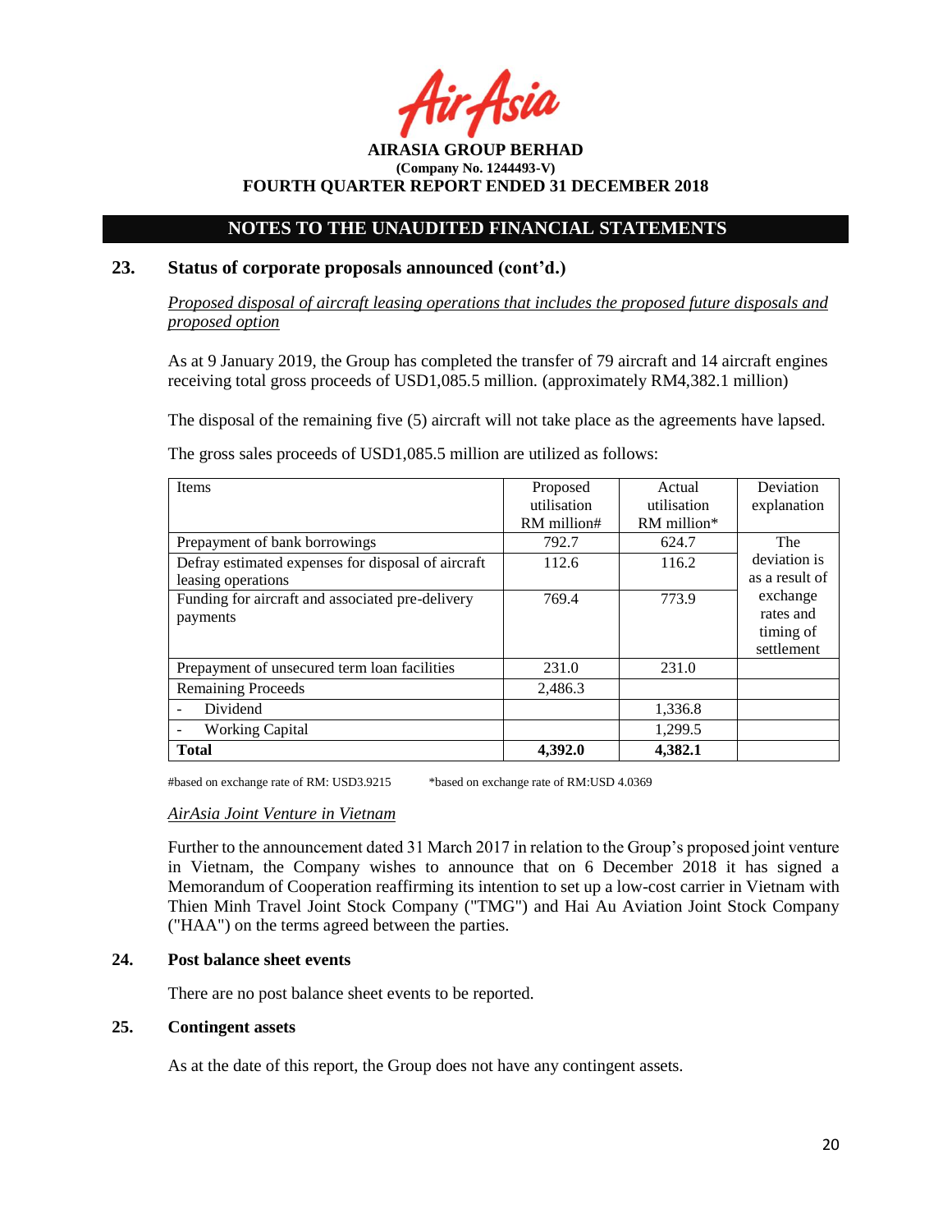AIRASIA GROUP BERHAD
(Company No. 1244493-V)
FOURTH QUARTER REPORT ENDED 31 DECEMBER 2018

## NOTES TO THE UNAUDITED FINANCIAL STATEMENTS

### 23. Status of corporate proposals announced (cont'd.)

*Proposed disposal of aircraft leasing operations that includes the proposed future disposals and proposed option*

As at 9 January 2019, the Group has completed the transfer of 79 aircraft and 14 aircraft engines receiving total gross proceeds of USD1,085.5 million. (approximately RM4,382.1 million)

The disposal of the remaining five (5) aircraft will not take place as the agreements have lapsed.

The gross sales proceeds of USD1,085.5 million are utilized as follows:

| Items | Proposed utilisation RM million# | Actual utilisation RM million* | Deviation explanation |
|---|---|---|---|
| Prepayment of bank borrowings | 792.7 | 624.7 | The deviation is as a result of exchange rates and timing of settlement |
| Defray estimated expenses for disposal of aircraft leasing operations | 112.6 | 116.2 | |
| Funding for aircraft and associated pre-delivery payments | 769.4 | 773.9 | |
| Prepayment of unsecured term loan facilities | 231.0 | 231.0 | |
| Remaining Proceeds | 2,486.3 | | |
| - Dividend | | 1,336.8 | |
| - Working Capital | | 1,299.5 | |
| **Total** | **4,392.0** | **4,382.1** | |

#based on exchange rate of RM: USD3.9215 &nbsp;&nbsp;&nbsp;&nbsp; *based on exchange rate of RM:USD 4.0369

*AirAsia Joint Venture in Vietnam*

Further to the announcement dated 31 March 2017 in relation to the Group's proposed joint venture in Vietnam, the Company wishes to announce that on 6 December 2018 it has signed a Memorandum of Cooperation reaffirming its intention to set up a low-cost carrier in Vietnam with Thien Minh Travel Joint Stock Company ("TMG") and Hai Au Aviation Joint Stock Company ("HAA") on the terms agreed between the parties.

### 24. Post balance sheet events

There are no post balance sheet events to be reported.

### 25. Contingent assets

As at the date of this report, the Group does not have any contingent assets.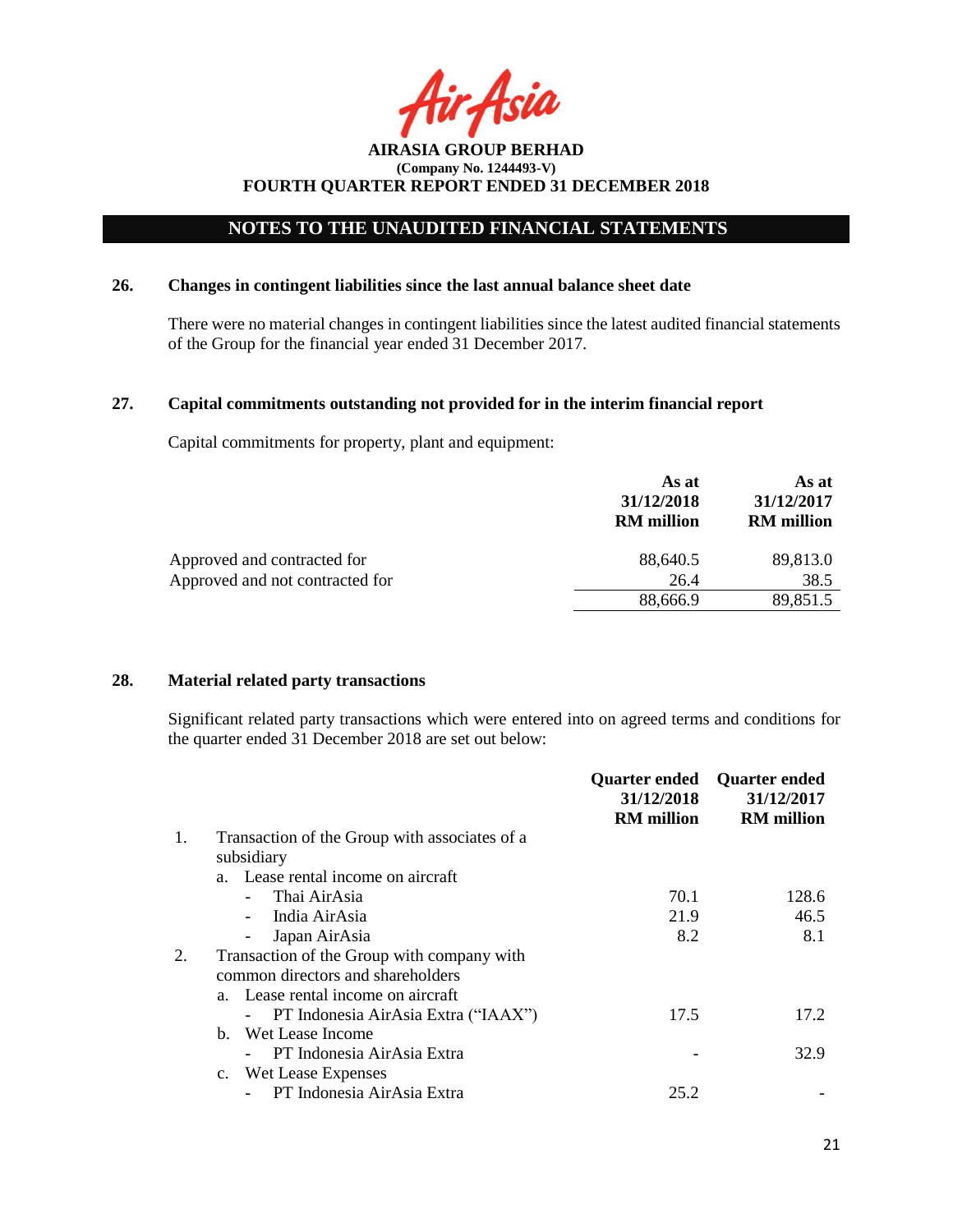**AIRASIA GROUP BERHAD**
**(Company No. 1244493-V)**
**FOURTH QUARTER REPORT ENDED 31 DECEMBER 2018**

## NOTES TO THE UNAUDITED FINANCIAL STATEMENTS

### 26. Changes in contingent liabilities since the last annual balance sheet date

There were no material changes in contingent liabilities since the latest audited financial statements of the Group for the financial year ended 31 December 2017.

### 27. Capital commitments outstanding not provided for in the interim financial report

Capital commitments for property, plant and equipment:

| | As at 31/12/2018 RM million | As at 31/12/2017 RM million |
|---|---|---|
| Approved and contracted for | 88,640.5 | 89,813.0 |
| Approved and not contracted for | 26.4 | 38.5 |
| | 88,666.9 | 89,851.5 |

### 28. Material related party transactions

Significant related party transactions which were entered into on agreed terms and conditions for the quarter ended 31 December 2018 are set out below:

| | Quarter ended 31/12/2018 RM million | Quarter ended 31/12/2017 RM million |
|---|---|---|
| 1. Transaction of the Group with associates of a subsidiary | | |
| a. Lease rental income on aircraft | | |
| - Thai AirAsia | 70.1 | 128.6 |
| - India AirAsia | 21.9 | 46.5 |
| - Japan AirAsia | 8.2 | 8.1 |
| 2. Transaction of the Group with company with common directors and shareholders | | |
| a. Lease rental income on aircraft | | |
| - PT Indonesia AirAsia Extra ("IAAX") | 17.5 | 17.2 |
| b. Wet Lease Income | | |
| - PT Indonesia AirAsia Extra | - | 32.9 |
| c. Wet Lease Expenses | | |
| - PT Indonesia AirAsia Extra | 25.2 | - |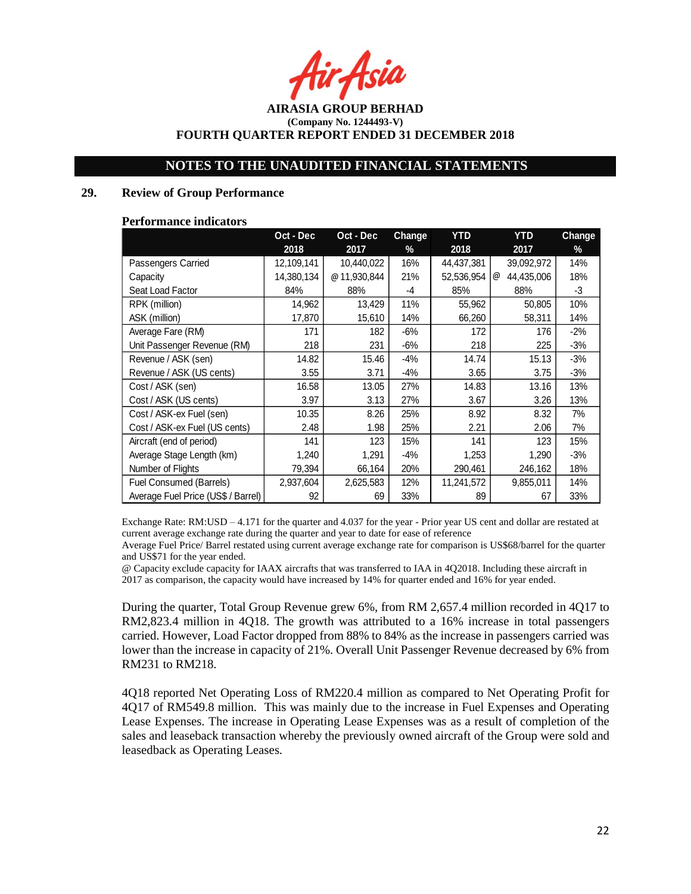**AIRASIA GROUP BERHAD**
**(Company No. 1244493-V)**
**FOURTH QUARTER REPORT ENDED 31 DECEMBER 2018**

## NOTES TO THE UNAUDITED FINANCIAL STATEMENTS

### 29. Review of Group Performance

**Performance indicators**

| | Oct - Dec 2018 | Oct - Dec 2017 | Change % | YTD 2018 | YTD 2017 | Change % |
|---|---|---|---|---|---|---|
| Passengers Carried | 12,109,141 | 10,440,022 | 16% | 44,437,381 | 39,092,972 | 14% |
| Capacity | 14,380,134 | @ 11,930,844 | 21% | 52,536,954 | @ 44,435,006 | 18% |
| Seat Load Factor | 84% | 88% | -4 | 85% | 88% | -3 |
| RPK (million) | 14,962 | 13,429 | 11% | 55,962 | 50,805 | 10% |
| ASK (million) | 17,870 | 15,610 | 14% | 66,260 | 58,311 | 14% |
| Average Fare (RM) | 171 | 182 | -6% | 172 | 176 | -2% |
| Unit Passenger Revenue (RM) | 218 | 231 | -6% | 218 | 225 | -3% |
| Revenue / ASK (sen) | 14.82 | 15.46 | -4% | 14.74 | 15.13 | -3% |
| Revenue / ASK (US cents) | 3.55 | 3.71 | -4% | 3.65 | 3.75 | -3% |
| Cost / ASK (sen) | 16.58 | 13.05 | 27% | 14.83 | 13.16 | 13% |
| Cost / ASK (US cents) | 3.97 | 3.13 | 27% | 3.67 | 3.26 | 13% |
| Cost / ASK-ex Fuel (sen) | 10.35 | 8.26 | 25% | 8.92 | 8.32 | 7% |
| Cost / ASK-ex Fuel (US cents) | 2.48 | 1.98 | 25% | 2.21 | 2.06 | 7% |
| Aircraft (end of period) | 141 | 123 | 15% | 141 | 123 | 15% |
| Average Stage Length (km) | 1,240 | 1,291 | -4% | 1,253 | 1,290 | -3% |
| Number of Flights | 79,394 | 66,164 | 20% | 290,461 | 246,162 | 18% |
| Fuel Consumed (Barrels) | 2,937,604 | 2,625,583 | 12% | 11,241,572 | 9,855,011 | 14% |
| Average Fuel Price (US$ / Barrel) | 92 | 69 | 33% | 89 | 67 | 33% |

Exchange Rate: RM:USD – 4.171 for the quarter and 4.037 for the year - Prior year US cent and dollar are restated at current average exchange rate during the quarter and year to date for ease of reference

Average Fuel Price/ Barrel restated using current average exchange rate for comparison is US$68/barrel for the quarter and US$71 for the year ended.

@ Capacity exclude capacity for IAAX aircrafts that was transferred to IAA in 4Q2018. Including these aircraft in 2017 as comparison, the capacity would have increased by 14% for quarter ended and 16% for year ended.

During the quarter, Total Group Revenue grew 6%, from RM 2,657.4 million recorded in 4Q17 to RM2,823.4 million in 4Q18. The growth was attributed to a 16% increase in total passengers carried. However, Load Factor dropped from 88% to 84% as the increase in passengers carried was lower than the increase in capacity of 21%. Overall Unit Passenger Revenue decreased by 6% from RM231 to RM218.

4Q18 reported Net Operating Loss of RM220.4 million as compared to Net Operating Profit for 4Q17 of RM549.8 million. This was mainly due to the increase in Fuel Expenses and Operating Lease Expenses. The increase in Operating Lease Expenses was as a result of completion of the sales and leaseback transaction whereby the previously owned aircraft of the Group were sold and leasedback as Operating Leases.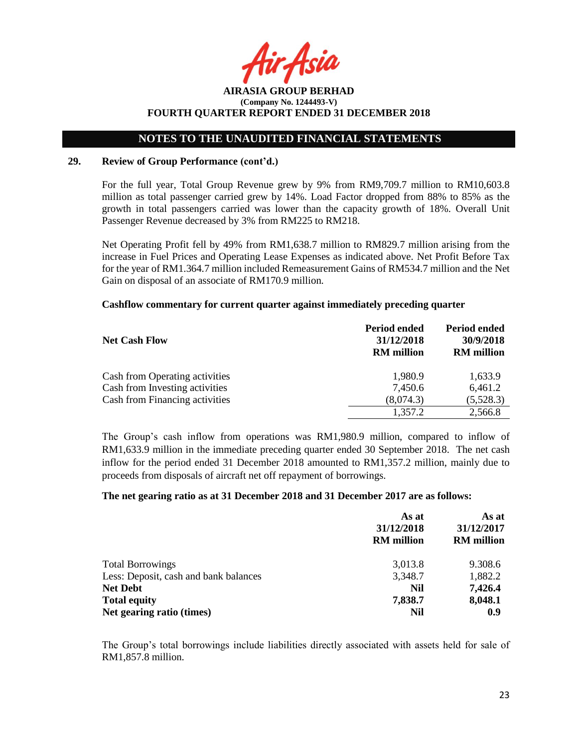## NOTES TO THE UNAUDITED FINANCIAL STATEMENTS

### 29. Review of Group Performance (cont'd.)

For the full year, Total Group Revenue grew by 9% from RM9,709.7 million to RM10,603.8 million as total passenger carried grew by 14%. Load Factor dropped from 88% to 85% as the growth in total passengers carried was lower than the capacity growth of 18%. Overall Unit Passenger Revenue decreased by 3% from RM225 to RM218.

Net Operating Profit fell by 49% from RM1,638.7 million to RM829.7 million arising from the increase in Fuel Prices and Operating Lease Expenses as indicated above. Net Profit Before Tax for the year of RM1.364.7 million included Remeasurement Gains of RM534.7 million and the Net Gain on disposal of an associate of RM170.9 million.

**Cashflow commentary for current quarter against immediately preceding quarter**

| Net Cash Flow | Period ended 31/12/2018 RM million | Period ended 30/9/2018 RM million |
|---|---|---|
| Cash from Operating activities | 1,980.9 | 1,633.9 |
| Cash from Investing activities | 7,450.6 | 6,461.2 |
| Cash from Financing activities | (8,074.3) | (5,528.3) |
| | 1,357.2 | 2,566.8 |

The Group's cash inflow from operations was RM1,980.9 million, compared to inflow of RM1,633.9 million in the immediate preceding quarter ended 30 September 2018. The net cash inflow for the period ended 31 December 2018 amounted to RM1,357.2 million, mainly due to proceeds from disposals of aircraft net off repayment of borrowings.

**The net gearing ratio as at 31 December 2018 and 31 December 2017 are as follows:**

| | As at 31/12/2018 RM million | As at 31/12/2017 RM million |
|---|---|---|
| Total Borrowings | 3,013.8 | 9.308.6 |
| Less: Deposit, cash and bank balances | 3,348.7 | 1,882.2 |
| **Net Debt** | **Nil** | **7,426.4** |
| **Total equity** | **7,838.7** | **8,048.1** |
| **Net gearing ratio (times)** | **Nil** | **0.9** |

The Group's total borrowings include liabilities directly associated with assets held for sale of RM1,857.8 million.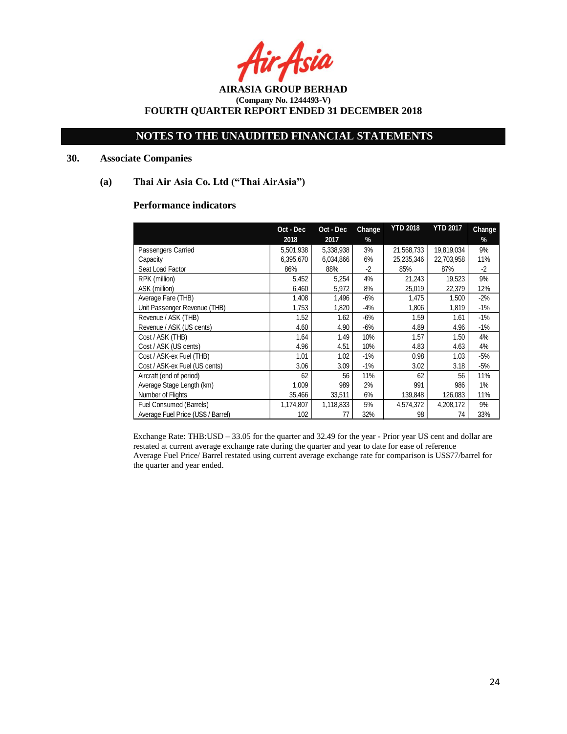**AIRASIA GROUP BERHAD**
**(Company No. 1244493-V)**
**FOURTH QUARTER REPORT ENDED 31 DECEMBER 2018**

## NOTES TO THE UNAUDITED FINANCIAL STATEMENTS

### 30. Associate Companies

#### (a) Thai Air Asia Co. Ltd ("Thai AirAsia")

**Performance indicators**

| | Oct - Dec 2018 | Oct - Dec 2017 | Change % | YTD 2018 | YTD 2017 | Change % |
|---|---|---|---|---|---|---|
| Passengers Carried | 5,501,938 | 5,338,938 | 3% | 21,568,733 | 19,819,034 | 9% |
| Capacity | 6,395,670 | 6,034,866 | 6% | 25,235,346 | 22,703,958 | 11% |
| Seat Load Factor | 86% | 88% | -2 | 85% | 87% | -2 |
| RPK (million) | 5,452 | 5,254 | 4% | 21,243 | 19,523 | 9% |
| ASK (million) | 6,460 | 5,972 | 8% | 25,019 | 22,379 | 12% |
| Average Fare (THB) | 1,408 | 1,496 | -6% | 1,475 | 1,500 | -2% |
| Unit Passenger Revenue (THB) | 1,753 | 1,820 | -4% | 1,806 | 1,819 | -1% |
| Revenue / ASK (THB) | 1.52 | 1.62 | -6% | 1.59 | 1.61 | -1% |
| Revenue / ASK (US cents) | 4.60 | 4.90 | -6% | 4.89 | 4.96 | -1% |
| Cost / ASK (THB) | 1.64 | 1.49 | 10% | 1.57 | 1.50 | 4% |
| Cost / ASK (US cents) | 4.96 | 4.51 | 10% | 4.83 | 4.63 | 4% |
| Cost / ASK-ex Fuel (THB) | 1.01 | 1.02 | -1% | 0.98 | 1.03 | -5% |
| Cost / ASK-ex Fuel (US cents) | 3.06 | 3.09 | -1% | 3.02 | 3.18 | -5% |
| Aircraft (end of period) | 62 | 56 | 11% | 62 | 56 | 11% |
| Average Stage Length (km) | 1,009 | 989 | 2% | 991 | 986 | 1% |
| Number of Flights | 35,466 | 33,511 | 6% | 139,848 | 126,083 | 11% |
| Fuel Consumed (Barrels) | 1,174,807 | 1,118,833 | 5% | 4,574,372 | 4,208,172 | 9% |
| Average Fuel Price (US$ / Barrel) | 102 | 77 | 32% | 98 | 74 | 33% |

Exchange Rate: THB:USD – 33.05 for the quarter and 32.49 for the year - Prior year US cent and dollar are restated at current average exchange rate during the quarter and year to date for ease of reference
Average Fuel Price/ Barrel restated using current average exchange rate for comparison is US$77/barrel for the quarter and year ended.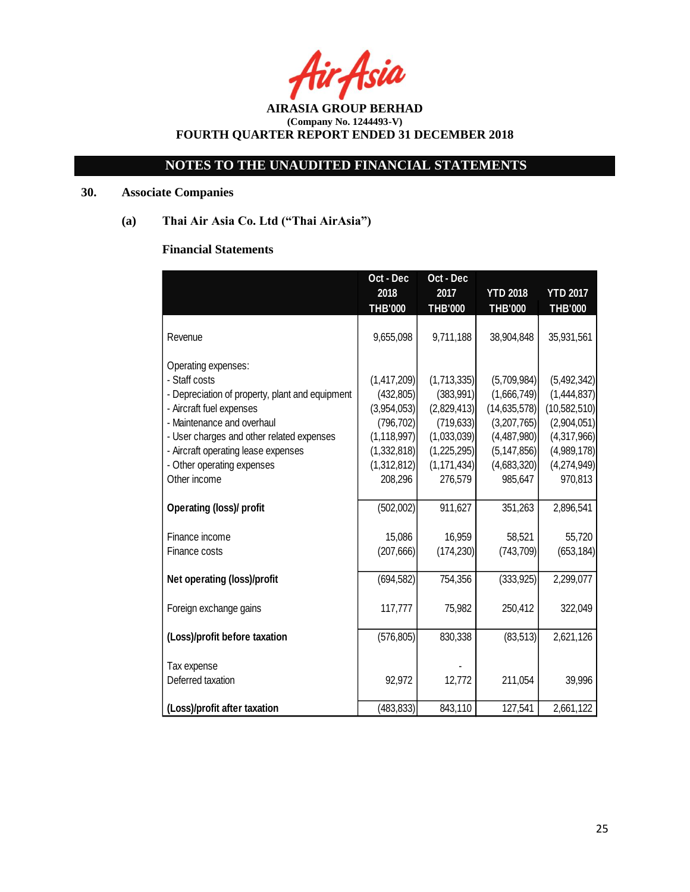**AIRASIA GROUP BERHAD**
**(Company No. 1244493-V)**
**FOURTH QUARTER REPORT ENDED 31 DECEMBER 2018**

## NOTES TO THE UNAUDITED FINANCIAL STATEMENTS

### 30. Associate Companies

#### (a) Thai Air Asia Co. Ltd ("Thai AirAsia")

**Financial Statements**

| | Oct - Dec 2018 THB'000 | Oct - Dec 2017 THB'000 | YTD 2018 THB'000 | YTD 2017 THB'000 |
|---|---|---|---|---|
| Revenue | 9,655,098 | 9,711,188 | 38,904,848 | 35,931,561 |
| Operating expenses: | | | | |
| - Staff costs | (1,417,209) | (1,713,335) | (5,709,984) | (5,492,342) |
| - Depreciation of property, plant and equipment | (432,805) | (383,991) | (1,666,749) | (1,444,837) |
| - Aircraft fuel expenses | (3,954,053) | (2,829,413) | (14,635,578) | (10,582,510) |
| - Maintenance and overhaul | (796,702) | (719,633) | (3,207,765) | (2,904,051) |
| - User charges and other related expenses | (1,118,997) | (1,033,039) | (4,487,980) | (4,317,966) |
| - Aircraft operating lease expenses | (1,332,818) | (1,225,295) | (5,147,856) | (4,989,178) |
| - Other operating expenses | (1,312,812) | (1,171,434) | (4,683,320) | (4,274,949) |
| Other income | 208,296 | 276,579 | 985,647 | 970,813 |
| **Operating (loss)/ profit** | (502,002) | 911,627 | 351,263 | 2,896,541 |
| Finance income | 15,086 | 16,959 | 58,521 | 55,720 |
| Finance costs | (207,666) | (174,230) | (743,709) | (653,184) |
| **Net operating (loss)/profit** | (694,582) | 754,356 | (333,925) | 2,299,077 |
| Foreign exchange gains | 117,777 | 75,982 | 250,412 | 322,049 |
| **(Loss)/profit before taxation** | (576,805) | 830,338 | (83,513) | 2,621,126 |
| Tax expense | | - | | |
| Deferred taxation | 92,972 | 12,772 | 211,054 | 39,996 |
| **(Loss)/profit after taxation** | (483,833) | 843,110 | 127,541 | 2,661,122 |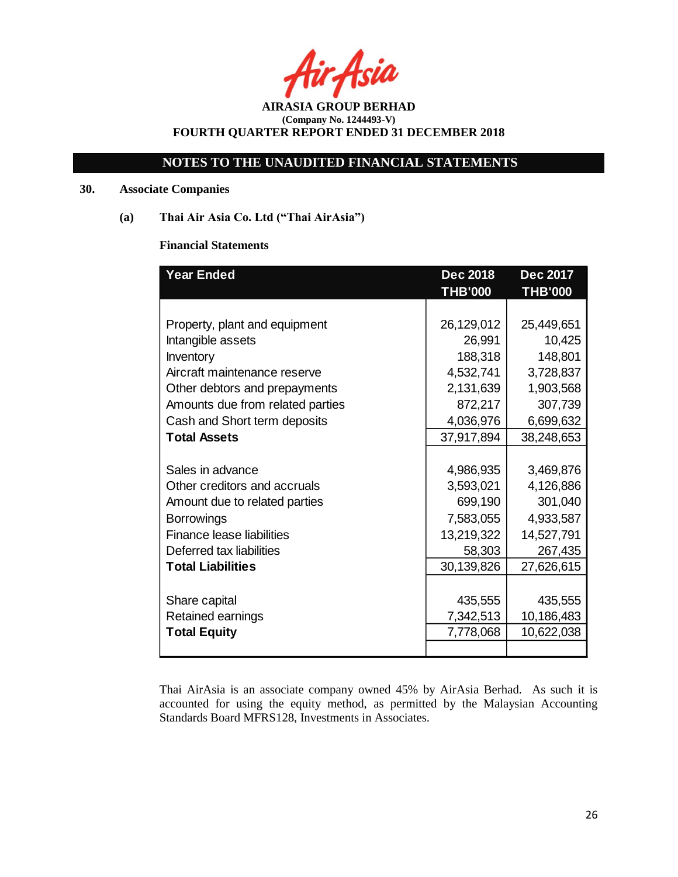**AIRASIA GROUP BERHAD**
**(Company No. 1244493-V)**
**FOURTH QUARTER REPORT ENDED 31 DECEMBER 2018**

## NOTES TO THE UNAUDITED FINANCIAL STATEMENTS

### 30. Associate Companies

#### (a) Thai Air Asia Co. Ltd ("Thai AirAsia")

**Financial Statements**

| Year Ended | Dec 2018 THB'000 | Dec 2017 THB'000 |
|---|---|---|
| Property, plant and equipment | 26,129,012 | 25,449,651 |
| Intangible assets | 26,991 | 10,425 |
| Inventory | 188,318 | 148,801 |
| Aircraft maintenance reserve | 4,532,741 | 3,728,837 |
| Other debtors and prepayments | 2,131,639 | 1,903,568 |
| Amounts due from related parties | 872,217 | 307,739 |
| Cash and Short term deposits | 4,036,976 | 6,699,632 |
| **Total Assets** | 37,917,894 | 38,248,653 |
| | | |
| Sales in advance | 4,986,935 | 3,469,876 |
| Other creditors and accruals | 3,593,021 | 4,126,886 |
| Amount due to related parties | 699,190 | 301,040 |
| Borrowings | 7,583,055 | 4,933,587 |
| Finance lease liabilities | 13,219,322 | 14,527,791 |
| Deferred tax liabilities | 58,303 | 267,435 |
| **Total Liabilities** | 30,139,826 | 27,626,615 |
| | | |
| Share capital | 435,555 | 435,555 |
| Retained earnings | 7,342,513 | 10,186,483 |
| **Total Equity** | 7,778,068 | 10,622,038 |

Thai AirAsia is an associate company owned 45% by AirAsia Berhad. As such it is accounted for using the equity method, as permitted by the Malaysian Accounting Standards Board MFRS128, Investments in Associates.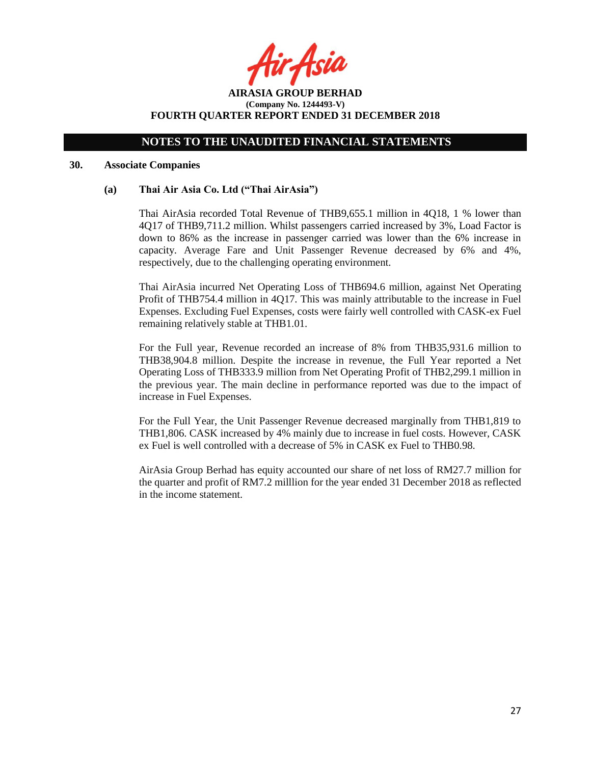## NOTES TO THE UNAUDITED FINANCIAL STATEMENTS

### 30. Associate Companies

#### (a) Thai Air Asia Co. Ltd ("Thai AirAsia")

Thai AirAsia recorded Total Revenue of THB9,655.1 million in 4Q18, 1 % lower than 4Q17 of THB9,711.2 million. Whilst passengers carried increased by 3%, Load Factor is down to 86% as the increase in passenger carried was lower than the 6% increase in capacity. Average Fare and Unit Passenger Revenue decreased by 6% and 4%, respectively, due to the challenging operating environment.

Thai AirAsia incurred Net Operating Loss of THB694.6 million, against Net Operating Profit of THB754.4 million in 4Q17. This was mainly attributable to the increase in Fuel Expenses. Excluding Fuel Expenses, costs were fairly well controlled with CASK-ex Fuel remaining relatively stable at THB1.01.

For the Full year, Revenue recorded an increase of 8% from THB35,931.6 million to THB38,904.8 million. Despite the increase in revenue, the Full Year reported a Net Operating Loss of THB333.9 million from Net Operating Profit of THB2,299.1 million in the previous year. The main decline in performance reported was due to the impact of increase in Fuel Expenses.

For the Full Year, the Unit Passenger Revenue decreased marginally from THB1,819 to THB1,806. CASK increased by 4% mainly due to increase in fuel costs. However, CASK ex Fuel is well controlled with a decrease of 5% in CASK ex Fuel to THB0.98.

AirAsia Group Berhad has equity accounted our share of net loss of RM27.7 million for the quarter and profit of RM7.2 milllion for the year ended 31 December 2018 as reflected in the income statement.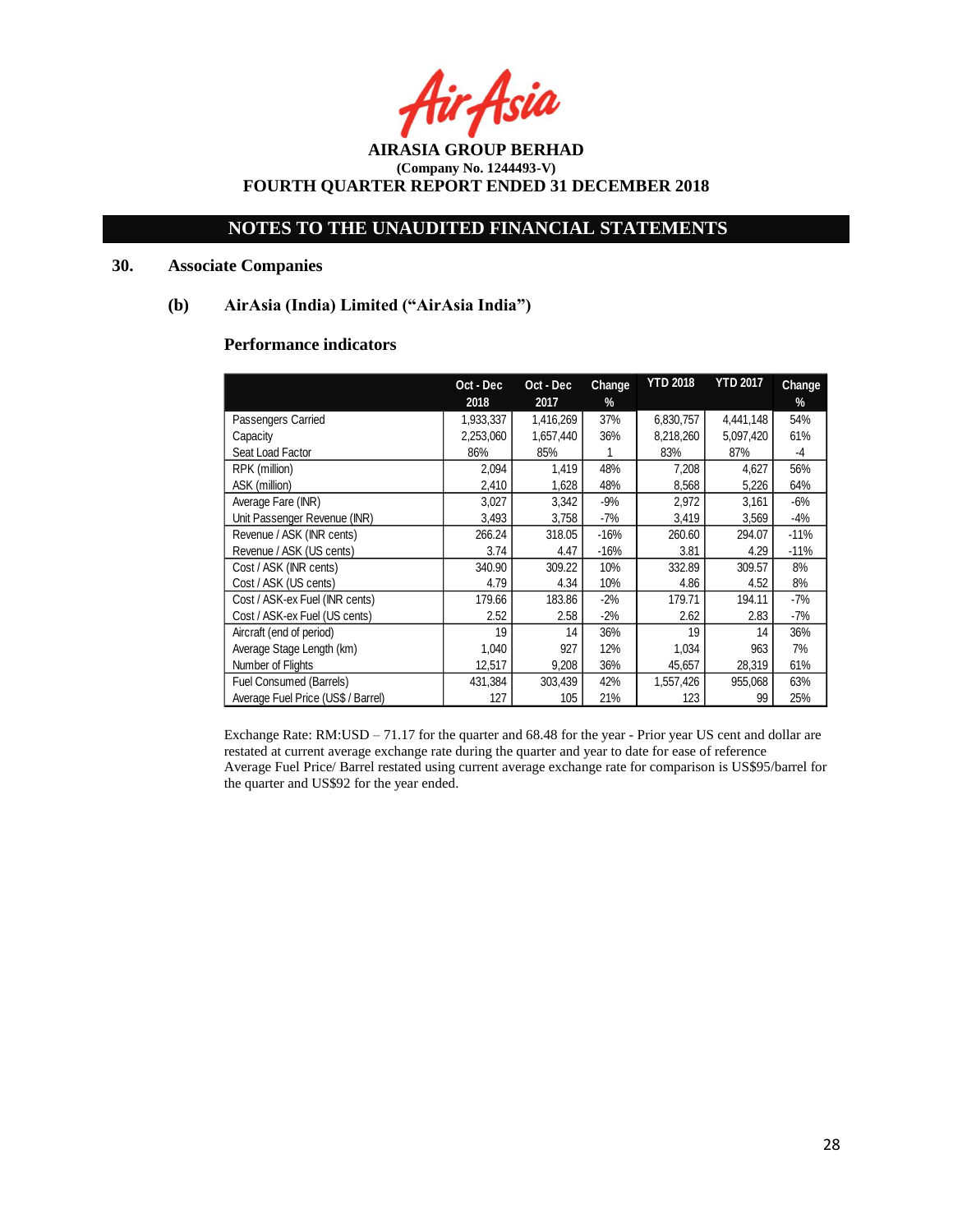AIRASIA GROUP BERHAD
(Company No. 1244493-V)
FOURTH QUARTER REPORT ENDED 31 DECEMBER 2018

## NOTES TO THE UNAUDITED FINANCIAL STATEMENTS

### 30. Associate Companies

#### (b) AirAsia (India) Limited ("AirAsia India")

**Performance indicators**

| | Oct - Dec 2018 | Oct - Dec 2017 | Change % | YTD 2018 | YTD 2017 | Change % |
|---|---|---|---|---|---|---|
| Passengers Carried | 1,933,337 | 1,416,269 | 37% | 6,830,757 | 4,441,148 | 54% |
| Capacity | 2,253,060 | 1,657,440 | 36% | 8,218,260 | 5,097,420 | 61% |
| Seat Load Factor | 86% | 85% | 1 | 83% | 87% | -4 |
| RPK (million) | 2,094 | 1,419 | 48% | 7,208 | 4,627 | 56% |
| ASK (million) | 2,410 | 1,628 | 48% | 8,568 | 5,226 | 64% |
| Average Fare (INR) | 3,027 | 3,342 | -9% | 2,972 | 3,161 | -6% |
| Unit Passenger Revenue (INR) | 3,493 | 3,758 | -7% | 3,419 | 3,569 | -4% |
| Revenue / ASK (INR cents) | 266.24 | 318.05 | -16% | 260.60 | 294.07 | -11% |
| Revenue / ASK (US cents) | 3.74 | 4.47 | -16% | 3.81 | 4.29 | -11% |
| Cost / ASK (INR cents) | 340.90 | 309.22 | 10% | 332.89 | 309.57 | 8% |
| Cost / ASK (US cents) | 4.79 | 4.34 | 10% | 4.86 | 4.52 | 8% |
| Cost / ASK-ex Fuel (INR cents) | 179.66 | 183.86 | -2% | 179.71 | 194.11 | -7% |
| Cost / ASK-ex Fuel (US cents) | 2.52 | 2.58 | -2% | 2.62 | 2.83 | -7% |
| Aircraft (end of period) | 19 | 14 | 36% | 19 | 14 | 36% |
| Average Stage Length (km) | 1,040 | 927 | 12% | 1,034 | 963 | 7% |
| Number of Flights | 12,517 | 9,208 | 36% | 45,657 | 28,319 | 61% |
| Fuel Consumed (Barrels) | 431,384 | 303,439 | 42% | 1,557,426 | 955,068 | 63% |
| Average Fuel Price (US$ / Barrel) | 127 | 105 | 21% | 123 | 99 | 25% |

Exchange Rate: RM:USD – 71.17 for the quarter and 68.48 for the year - Prior year US cent and dollar are restated at current average exchange rate during the quarter and year to date for ease of reference
Average Fuel Price/ Barrel restated using current average exchange rate for comparison is US$95/barrel for the quarter and US$92 for the year ended.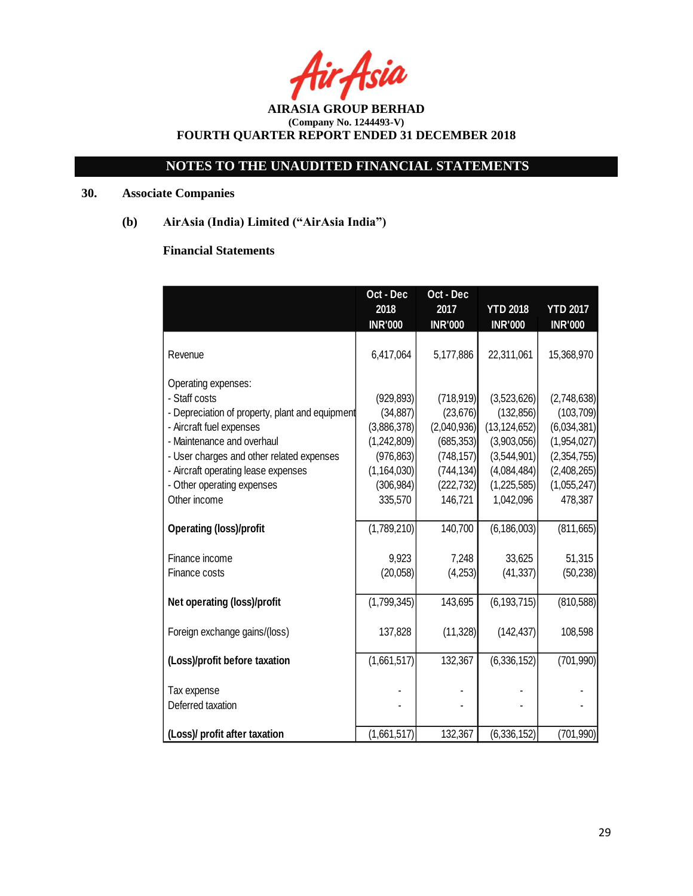AIRASIA GROUP BERHAD

(Company No. 1244493-V)

FOURTH QUARTER REPORT ENDED 31 DECEMBER 2018

## NOTES TO THE UNAUDITED FINANCIAL STATEMENTS

### 30. Associate Companies

#### (b) AirAsia (India) Limited ("AirAsia India")

**Financial Statements**

| | Oct - Dec 2018 INR'000 | Oct - Dec 2017 INR'000 | YTD 2018 INR'000 | YTD 2017 INR'000 |
|---|---|---|---|---|
| Revenue | 6,417,064 | 5,177,886 | 22,311,061 | 15,368,970 |
| Operating expenses: | | | | |
| - Staff costs | (929,893) | (718,919) | (3,523,626) | (2,748,638) |
| - Depreciation of property, plant and equipment | (34,887) | (23,676) | (132,856) | (103,709) |
| - Aircraft fuel expenses | (3,886,378) | (2,040,936) | (13,124,652) | (6,034,381) |
| - Maintenance and overhaul | (1,242,809) | (685,353) | (3,903,056) | (1,954,027) |
| - User charges and other related expenses | (976,863) | (748,157) | (3,544,901) | (2,354,755) |
| - Aircraft operating lease expenses | (1,164,030) | (744,134) | (4,084,484) | (2,408,265) |
| - Other operating expenses | (306,984) | (222,732) | (1,225,585) | (1,055,247) |
| Other income | 335,570 | 146,721 | 1,042,096 | 478,387 |
| **Operating (loss)/profit** | (1,789,210) | 140,700 | (6,186,003) | (811,665) |
| Finance income | 9,923 | 7,248 | 33,625 | 51,315 |
| Finance costs | (20,058) | (4,253) | (41,337) | (50,238) |
| **Net operating (loss)/profit** | (1,799,345) | 143,695 | (6,193,715) | (810,588) |
| Foreign exchange gains/(loss) | 137,828 | (11,328) | (142,437) | 108,598 |
| **(Loss)/profit before taxation** | (1,661,517) | 132,367 | (6,336,152) | (701,990) |
| Tax expense | - | - | - | - |
| Deferred taxation | - | - | - | - |
| **(Loss)/ profit after taxation** | (1,661,517) | 132,367 | (6,336,152) | (701,990) |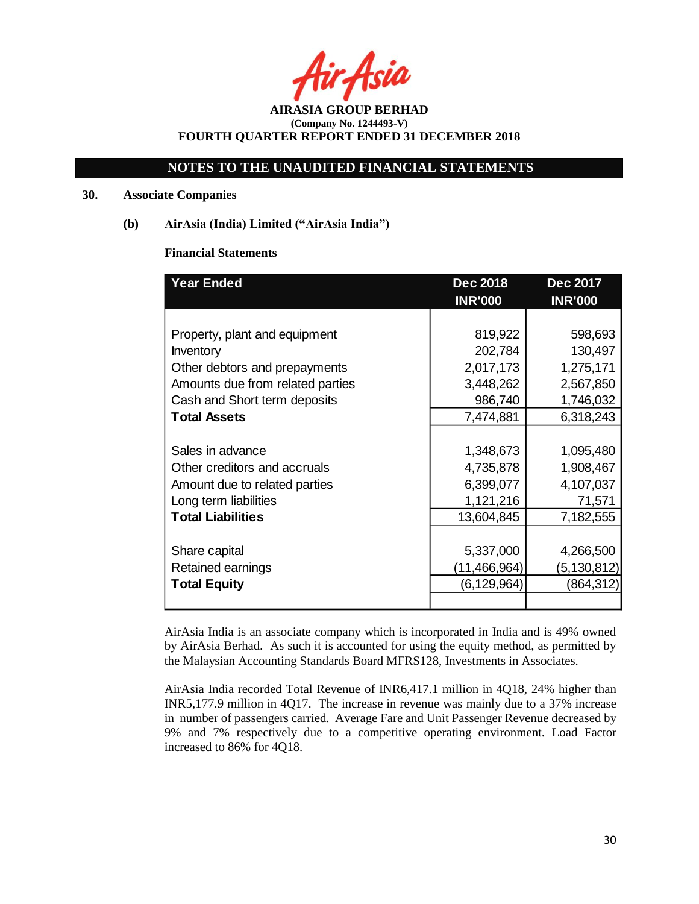## 30. Associate Companies

### (b) AirAsia (India) Limited ("AirAsia India")

**Financial Statements**

| Year Ended | Dec 2018 INR'000 | Dec 2017 INR'000 |
|---|---|---|
| Property, plant and equipment | 819,922 | 598,693 |
| Inventory | 202,784 | 130,497 |
| Other debtors and prepayments | 2,017,173 | 1,275,171 |
| Amounts due from related parties | 3,448,262 | 2,567,850 |
| Cash and Short term deposits | 986,740 | 1,746,032 |
| **Total Assets** | 7,474,881 | 6,318,243 |
| Sales in advance | 1,348,673 | 1,095,480 |
| Other creditors and accruals | 4,735,878 | 1,908,467 |
| Amount due to related parties | 6,399,077 | 4,107,037 |
| Long term liabilities | 1,121,216 | 71,571 |
| **Total Liabilities** | 13,604,845 | 7,182,555 |
| Share capital | 5,337,000 | 4,266,500 |
| Retained earnings | (11,466,964) | (5,130,812) |
| **Total Equity** | (6,129,964) | (864,312) |

AirAsia India is an associate company which is incorporated in India and is 49% owned by AirAsia Berhad. As such it is accounted for using the equity method, as permitted by the Malaysian Accounting Standards Board MFRS128, Investments in Associates.

AirAsia India recorded Total Revenue of INR6,417.1 million in 4Q18, 24% higher than INR5,177.9 million in 4Q17. The increase in revenue was mainly due to a 37% increase in number of passengers carried. Average Fare and Unit Passenger Revenue decreased by 9% and 7% respectively due to a competitive operating environment. Load Factor increased to 86% for 4Q18.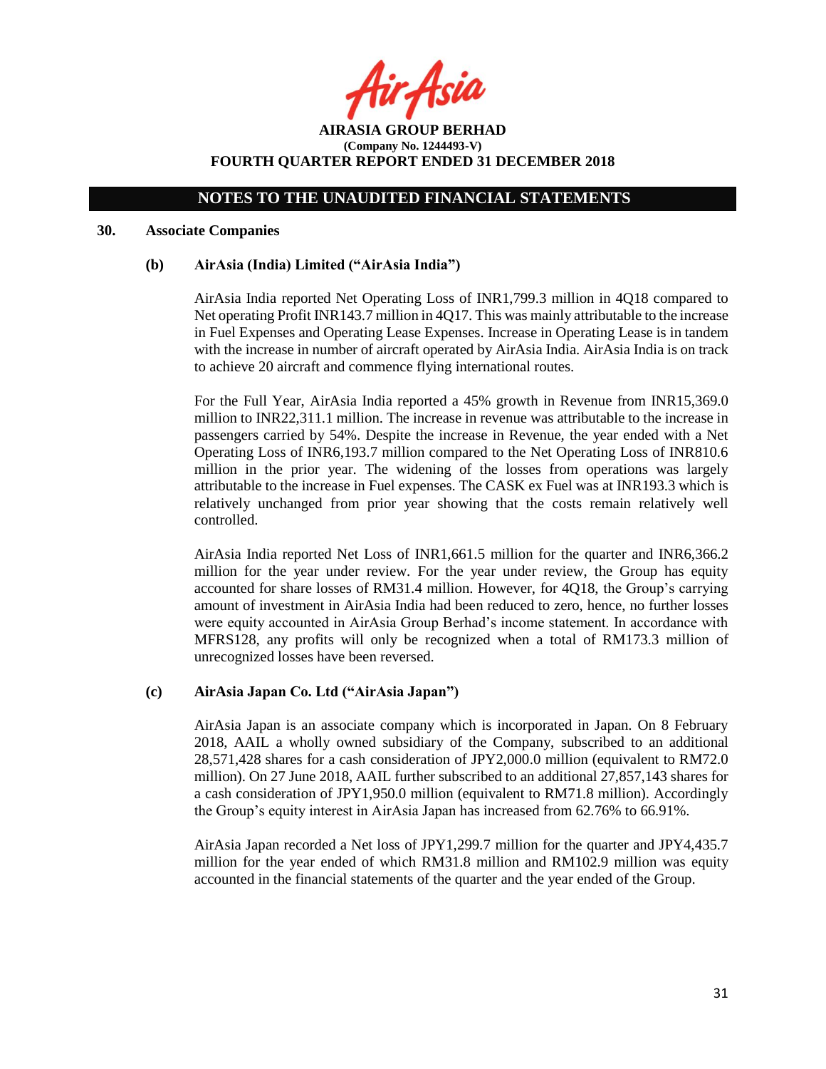## NOTES TO THE UNAUDITED FINANCIAL STATEMENTS

### 30. Associate Companies

#### (b) AirAsia (India) Limited ("AirAsia India")

AirAsia India reported Net Operating Loss of INR1,799.3 million in 4Q18 compared to Net operating Profit INR143.7 million in 4Q17. This was mainly attributable to the increase in Fuel Expenses and Operating Lease Expenses. Increase in Operating Lease is in tandem with the increase in number of aircraft operated by AirAsia India. AirAsia India is on track to achieve 20 aircraft and commence flying international routes.

For the Full Year, AirAsia India reported a 45% growth in Revenue from INR15,369.0 million to INR22,311.1 million. The increase in revenue was attributable to the increase in passengers carried by 54%. Despite the increase in Revenue, the year ended with a Net Operating Loss of INR6,193.7 million compared to the Net Operating Loss of INR810.6 million in the prior year. The widening of the losses from operations was largely attributable to the increase in Fuel expenses. The CASK ex Fuel was at INR193.3 which is relatively unchanged from prior year showing that the costs remain relatively well controlled.

AirAsia India reported Net Loss of INR1,661.5 million for the quarter and INR6,366.2 million for the year under review. For the year under review, the Group has equity accounted for share losses of RM31.4 million. However, for 4Q18, the Group's carrying amount of investment in AirAsia India had been reduced to zero, hence, no further losses were equity accounted in AirAsia Group Berhad's income statement. In accordance with MFRS128, any profits will only be recognized when a total of RM173.3 million of unrecognized losses have been reversed.

#### (c) AirAsia Japan Co. Ltd ("AirAsia Japan")

AirAsia Japan is an associate company which is incorporated in Japan. On 8 February 2018, AAIL a wholly owned subsidiary of the Company, subscribed to an additional 28,571,428 shares for a cash consideration of JPY2,000.0 million (equivalent to RM72.0 million). On 27 June 2018, AAIL further subscribed to an additional 27,857,143 shares for a cash consideration of JPY1,950.0 million (equivalent to RM71.8 million). Accordingly the Group's equity interest in AirAsia Japan has increased from 62.76% to 66.91%.

AirAsia Japan recorded a Net loss of JPY1,299.7 million for the quarter and JPY4,435.7 million for the year ended of which RM31.8 million and RM102.9 million was equity accounted in the financial statements of the quarter and the year ended of the Group.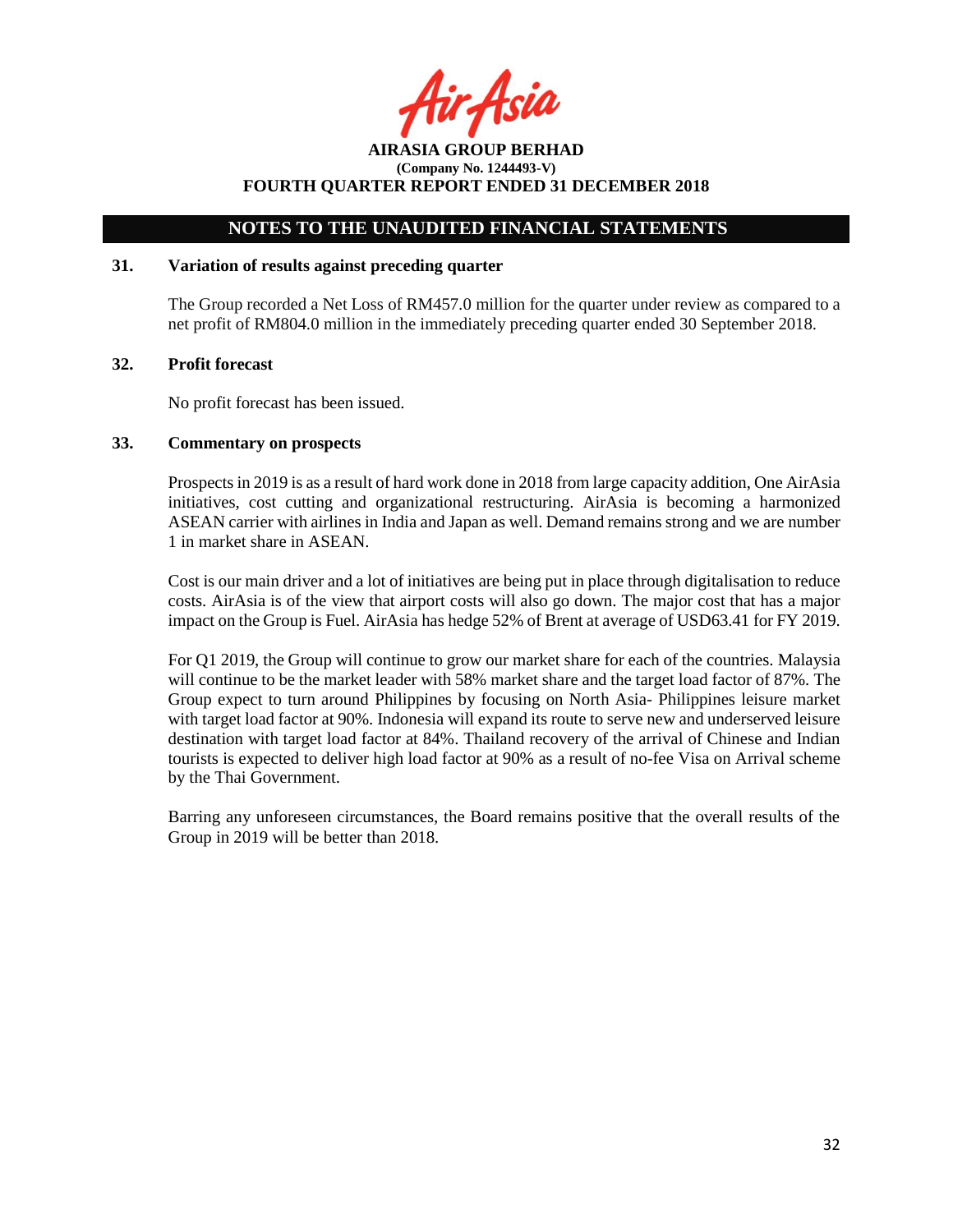**AIRASIA GROUP BERHAD**
**(Company No. 1244493-V)**
**FOURTH QUARTER REPORT ENDED 31 DECEMBER 2018**

## NOTES TO THE UNAUDITED FINANCIAL STATEMENTS

### 31. Variation of results against preceding quarter

The Group recorded a Net Loss of RM457.0 million for the quarter under review as compared to a net profit of RM804.0 million in the immediately preceding quarter ended 30 September 2018.

### 32. Profit forecast

No profit forecast has been issued.

### 33. Commentary on prospects

Prospects in 2019 is as a result of hard work done in 2018 from large capacity addition, One AirAsia initiatives, cost cutting and organizational restructuring. AirAsia is becoming a harmonized ASEAN carrier with airlines in India and Japan as well. Demand remains strong and we are number 1 in market share in ASEAN.

Cost is our main driver and a lot of initiatives are being put in place through digitalisation to reduce costs. AirAsia is of the view that airport costs will also go down. The major cost that has a major impact on the Group is Fuel. AirAsia has hedge 52% of Brent at average of USD63.41 for FY 2019.

For Q1 2019, the Group will continue to grow our market share for each of the countries. Malaysia will continue to be the market leader with 58% market share and the target load factor of 87%. The Group expect to turn around Philippines by focusing on North Asia- Philippines leisure market with target load factor at 90%. Indonesia will expand its route to serve new and underserved leisure destination with target load factor at 84%. Thailand recovery of the arrival of Chinese and Indian tourists is expected to deliver high load factor at 90% as a result of no-fee Visa on Arrival scheme by the Thai Government.

Barring any unforeseen circumstances, the Board remains positive that the overall results of the Group in 2019 will be better than 2018.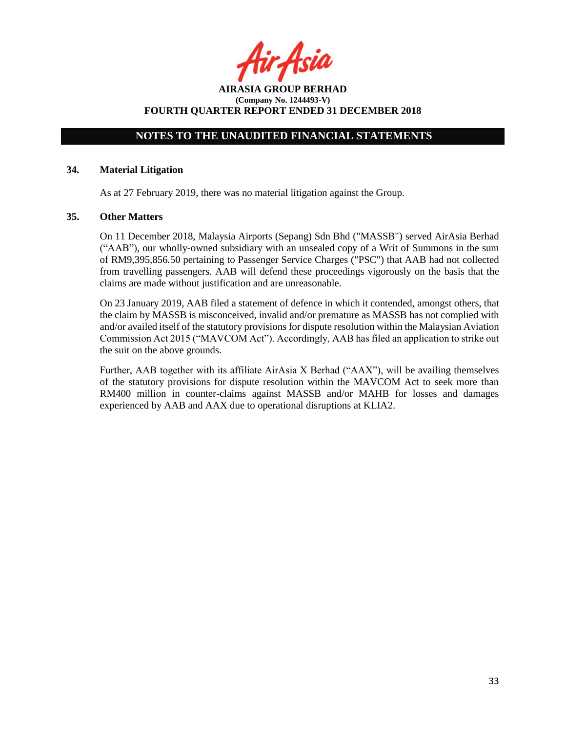## 34. Material Litigation

As at 27 February 2019, there was no material litigation against the Group.

## 35. Other Matters

On 11 December 2018, Malaysia Airports (Sepang) Sdn Bhd ("MASSB") served AirAsia Berhad ("AAB"), our wholly-owned subsidiary with an unsealed copy of a Writ of Summons in the sum of RM9,395,856.50 pertaining to Passenger Service Charges ("PSC") that AAB had not collected from travelling passengers. AAB will defend these proceedings vigorously on the basis that the claims are made without justification and are unreasonable.

On 23 January 2019, AAB filed a statement of defence in which it contended, amongst others, that the claim by MASSB is misconceived, invalid and/or premature as MASSB has not complied with and/or availed itself of the statutory provisions for dispute resolution within the Malaysian Aviation Commission Act 2015 ("MAVCOM Act"). Accordingly, AAB has filed an application to strike out the suit on the above grounds.

Further, AAB together with its affiliate AirAsia X Berhad ("AAX"), will be availing themselves of the statutory provisions for dispute resolution within the MAVCOM Act to seek more than RM400 million in counter-claims against MASSB and/or MAHB for losses and damages experienced by AAB and AAX due to operational disruptions at KLIA2.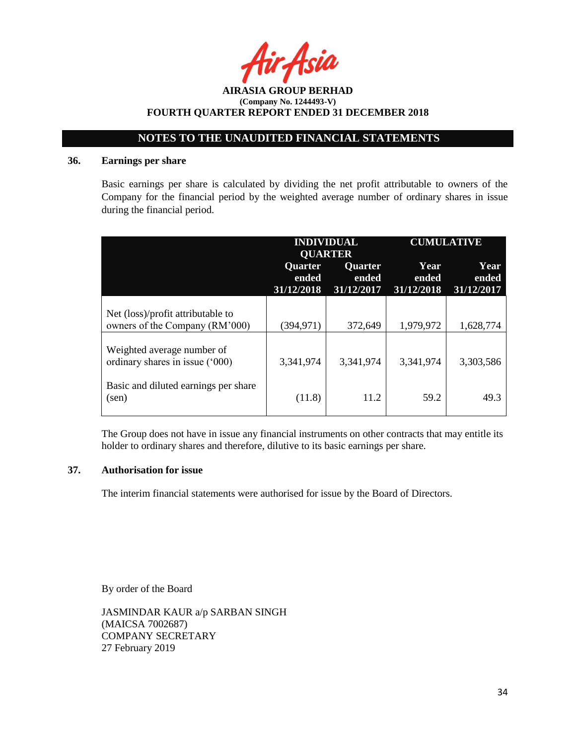**AIRASIA GROUP BERHAD**
**(Company No. 1244493-V)**
**FOURTH QUARTER REPORT ENDED 31 DECEMBER 2018**

## NOTES TO THE UNAUDITED FINANCIAL STATEMENTS

### 36. Earnings per share

Basic earnings per share is calculated by dividing the net profit attributable to owners of the Company for the financial period by the weighted average number of ordinary shares in issue during the financial period.

| | INDIVIDUAL QUARTER | | CUMULATIVE | |
|---|---|---|---|---|
| | Quarter ended 31/12/2018 | Quarter ended 31/12/2017 | Year ended 31/12/2018 | Year ended 31/12/2017 |
| Net (loss)/profit attributable to owners of the Company (RM'000) | (394,971) | 372,649 | 1,979,972 | 1,628,774 |
| Weighted average number of ordinary shares in issue ('000) | 3,341,974 | 3,341,974 | 3,341,974 | 3,303,586 |
| Basic and diluted earnings per share (sen) | (11.8) | 11.2 | 59.2 | 49.3 |

The Group does not have in issue any financial instruments on other contracts that may entitle its holder to ordinary shares and therefore, dilutive to its basic earnings per share.

### 37. Authorisation for issue

The interim financial statements were authorised for issue by the Board of Directors.

By order of the Board

JASMINDAR KAUR a/p SARBAN SINGH
(MAICSA 7002687)
COMPANY SECRETARY
27 February 2019